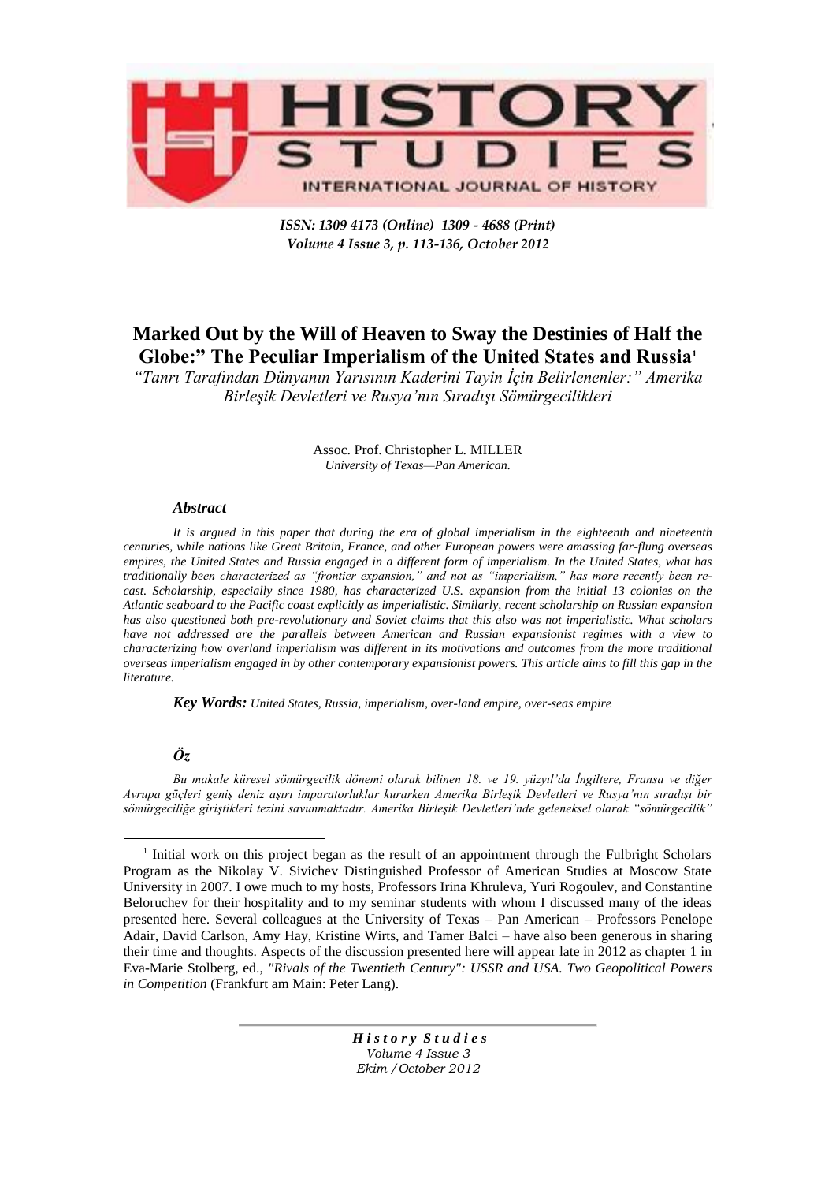# Marked Out by the Will of Heaven to Sway the Destinies of Half the Globe:" The Peculiar Imperialism of the United States and Russia[1]

*"Tanrı Tarafından Dünyanın Yarısının Kaderini Tayin İçin Belirlenenler:" Amerika Birleşik Devletleri ve Rusya'nın Sıradışı Sömürgecilikleri*

Assoc. Prof. Christopher L. MILLER
*University of Texas—Pan American.*

### *Abstract*

*It is argued in this paper that during the era of global imperialism in the eighteenth and nineteenth centuries, while nations like Great Britain, France, and other European powers were amassing far-flung overseas empires, the United States and Russia engaged in a different form of imperialism. In the United States, what has traditionally been characterized as "frontier expansion," and not as "imperialism," has more recently been re-cast. Scholarship, especially since 1980, has characterized U.S. expansion from the initial 13 colonies on the Atlantic seaboard to the Pacific coast explicitly as imperialistic. Similarly, recent scholarship on Russian expansion has also questioned both pre-revolutionary and Soviet claims that this also was not imperialistic. What scholars have not addressed are the parallels between American and Russian expansionist regimes with a view to characterizing how overland imperialism was different in its motivations and outcomes from the more traditional overseas imperialism engaged in by other contemporary expansionist powers. This article aims to fill this gap in the literature.*

***Key Words:*** *United States, Russia, imperialism, over-land empire, over-seas empire*

### *Öz*

*Bu makale küresel sömürgecilik dönemi olarak bilinen 18. ve 19. yüzyıl'da İngiltere, Fransa ve diğer Avrupa güçleri geniş deniz aşırı imparatorluklar kurarken Amerika Birleşik Devletleri ve Rusya'nın sıradışı bir sömürgeciliğe giriştikleri tezini savunmaktadır. Amerika Birleşik Devletleri'nde geleneksel olarak "sömürgecilik"*

---

[1] Initial work on this project began as the result of an appointment through the Fulbright Scholars Program as the Nikolay V. Sivichev Distinguished Professor of American Studies at Moscow State University in 2007. I owe much to my hosts, Professors Irina Khruleva, Yuri Rogoulev, and Constantine Beloruchev for their hospitality and to my seminar students with whom I discussed many of the ideas presented here. Several colleagues at the University of Texas – Pan American – Professors Penelope Adair, David Carlson, Amy Hay, Kristine Wirts, and Tamer Balci – have also been generous in sharing their time and thoughts. Aspects of the discussion presented here will appear late in 2012 as chapter 1 in Eva-Marie Stolberg, ed., *"Rivals of the Twentieth Century": USSR and USA. Two Geopolitical Powers in Competition* (Frankfurt am Main: Peter Lang).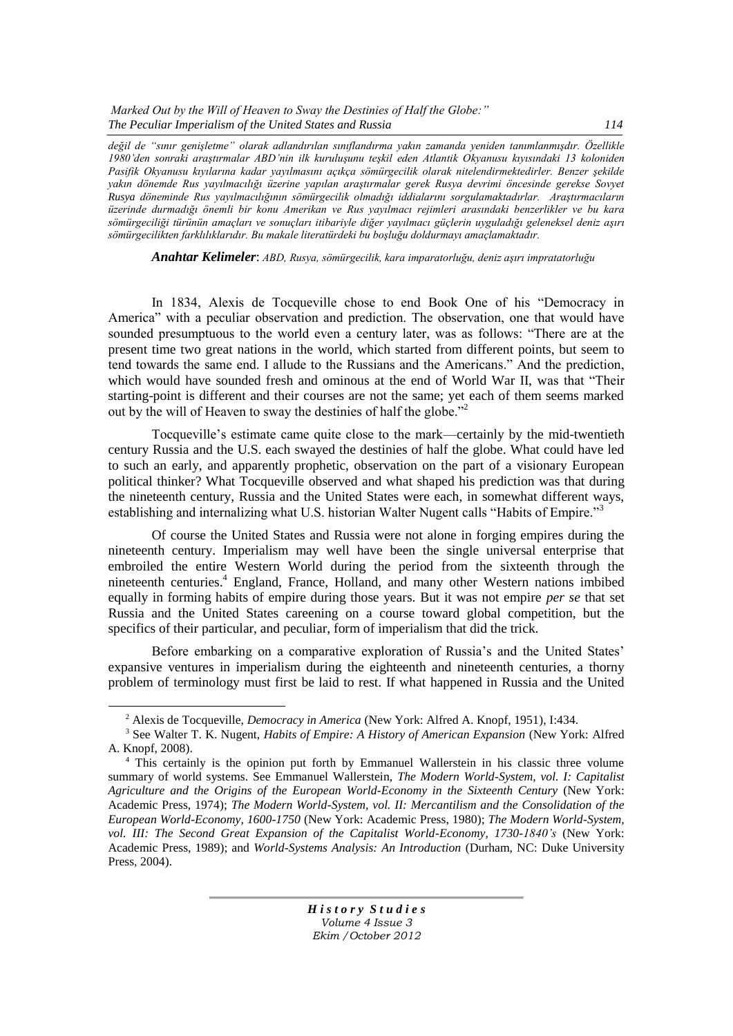*değil de "sınır genişletme" olarak adlandırılan sınıflandırma yakın zamanda yeniden tanımlanmışdır. Özellikle 1980'den sonraki araştırmalar ABD'nin ilk kuruluşunu teşkil eden Atlantik Okyanusu kıyısındaki 13 koloniden Pasifik Okyanusu kıyılarına kadar yayılmasını açıkça sömürgecilik olarak nitelendirmektedirler. Benzer şekilde yakın dönemde Rus yayılmacılığı üzerine yapılan araştırmalar gerek Rusya devrimi öncesinde gerekse Sovyet Rusya döneminde Rus yayılmacılığının sömürgecilik olmadığı iddialarını sorgulamaktadırlar. Araştırmacıların üzerinde durmadığı önemli bir konu Amerikan ve Rus yayılmacı rejimleri arasındaki benzerlikler ve bu kara sömürgeciliği türünün amaçları ve sonuçları itibariyle diğer yayılmacı güçlerin uyguladığı geleneksel deniz aşırı sömürgecilikten farklılıklarıdır. Bu makale literatürdeki bu boşluğu doldurmayı amaçlamaktadır.*

***Anahtar Kelimeler***: *ABD, Rusya, sömürgecilik, kara imparatorluğu, deniz aşırı impratatorluğu*

In 1834, Alexis de Tocqueville chose to end Book One of his "Democracy in America" with a peculiar observation and prediction. The observation, one that would have sounded presumptuous to the world even a century later, was as follows: "There are at the present time two great nations in the world, which started from different points, but seem to tend towards the same end. I allude to the Russians and the Americans." And the prediction, which would have sounded fresh and ominous at the end of World War II, was that "Their starting-point is different and their courses are not the same; yet each of them seems marked out by the will of Heaven to sway the destinies of half the globe."[2]

Tocqueville's estimate came quite close to the mark—certainly by the mid-twentieth century Russia and the U.S. each swayed the destinies of half the globe. What could have led to such an early, and apparently prophetic, observation on the part of a visionary European political thinker? What Tocqueville observed and what shaped his prediction was that during the nineteenth century, Russia and the United States were each, in somewhat different ways, establishing and internalizing what U.S. historian Walter Nugent calls "Habits of Empire."[3]

Of course the United States and Russia were not alone in forging empires during the nineteenth century. Imperialism may well have been the single universal enterprise that embroiled the entire Western World during the period from the sixteenth through the nineteenth centuries.[4] England, France, Holland, and many other Western nations imbibed equally in forming habits of empire during those years. But it was not empire *per se* that set Russia and the United States careening on a course toward global competition, but the specifics of their particular, and peculiar, form of imperialism that did the trick.

Before embarking on a comparative exploration of Russia's and the United States' expansive ventures in imperialism during the eighteenth and nineteenth centuries, a thorny problem of terminology must first be laid to rest. If what happened in Russia and the United

---

[2] Alexis de Tocqueville, *Democracy in America* (New York: Alfred A. Knopf, 1951), I:434.

[3] See Walter T. K. Nugent, *Habits of Empire: A History of American Expansion* (New York: Alfred A. Knopf, 2008).

[4] This certainly is the opinion put forth by Emmanuel Wallerstein in his classic three volume summary of world systems. See Emmanuel Wallerstein, *The Modern World-System, vol. I: Capitalist Agriculture and the Origins of the European World-Economy in the Sixteenth Century* (New York: Academic Press, 1974); *The Modern World-System, vol. II: Mercantilism and the Consolidation of the European World-Economy, 1600-1750* (New York: Academic Press, 1980); *The Modern World-System, vol. III: The Second Great Expansion of the Capitalist World-Economy, 1730-1840's* (New York: Academic Press, 1989); and *World-Systems Analysis: An Introduction* (Durham, NC: Duke University Press, 2004).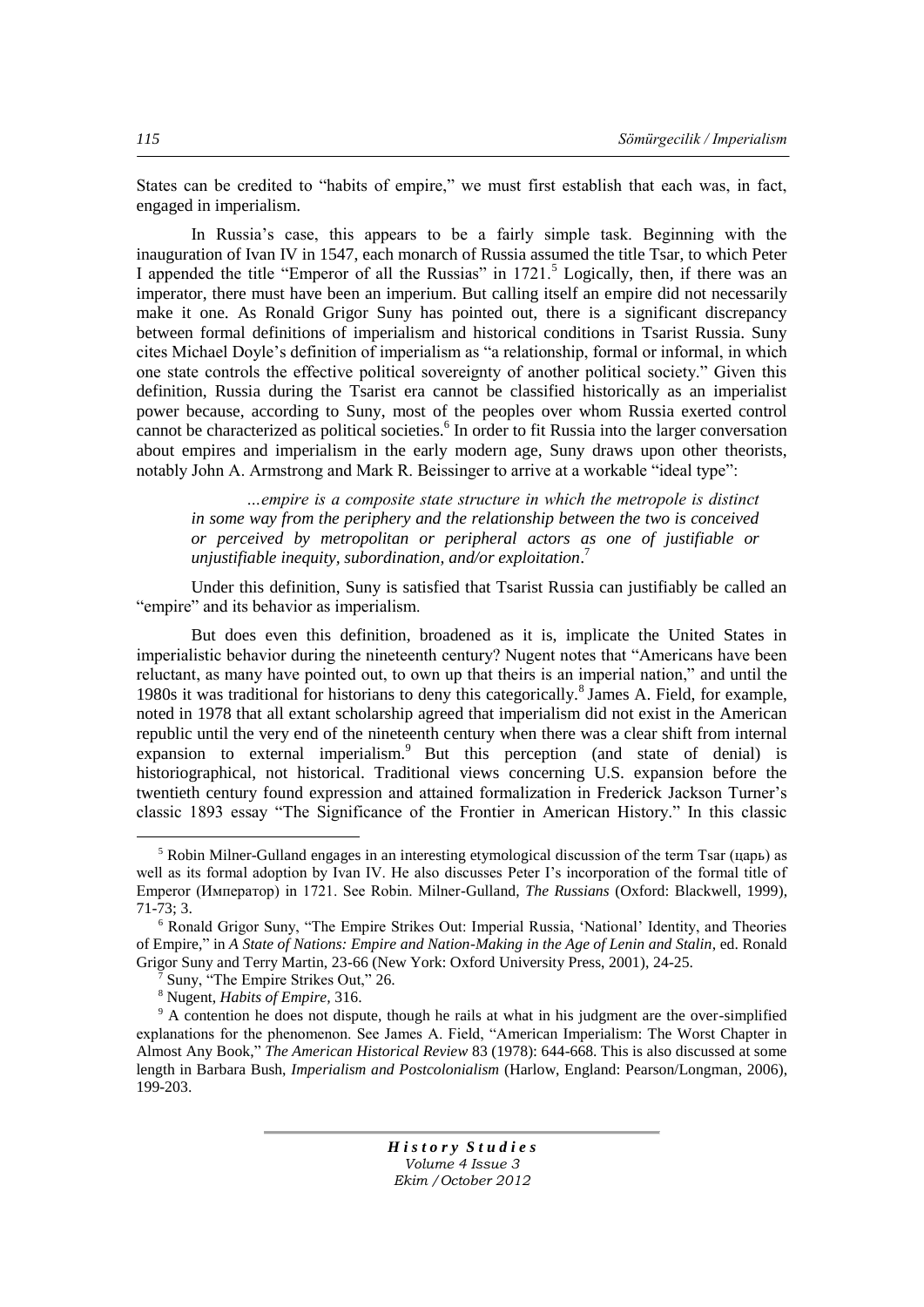States can be credited to "habits of empire," we must first establish that each was, in fact, engaged in imperialism.

In Russia's case, this appears to be a fairly simple task. Beginning with the inauguration of Ivan IV in 1547, each monarch of Russia assumed the title Tsar, to which Peter I appended the title "Emperor of all the Russias" in 1721.[5] Logically, then, if there was an imperator, there must have been an imperium. But calling itself an empire did not necessarily make it one. As Ronald Grigor Suny has pointed out, there is a significant discrepancy between formal definitions of imperialism and historical conditions in Tsarist Russia. Suny cites Michael Doyle's definition of imperialism as "a relationship, formal or informal, in which one state controls the effective political sovereignty of another political society." Given this definition, Russia during the Tsarist era cannot be classified historically as an imperialist power because, according to Suny, most of the peoples over whom Russia exerted control cannot be characterized as political societies.[6] In order to fit Russia into the larger conversation about empires and imperialism in the early modern age, Suny draws upon other theorists, notably John A. Armstrong and Mark R. Beissinger to arrive at a workable "ideal type":

> *…empire is a composite state structure in which the metropole is distinct in some way from the periphery and the relationship between the two is conceived or perceived by metropolitan or peripheral actors as one of justifiable or unjustifiable inequity, subordination, and/or exploitation*.[7]

Under this definition, Suny is satisfied that Tsarist Russia can justifiably be called an "empire" and its behavior as imperialism.

But does even this definition, broadened as it is, implicate the United States in imperialistic behavior during the nineteenth century? Nugent notes that "Americans have been reluctant, as many have pointed out, to own up that theirs is an imperial nation," and until the 1980s it was traditional for historians to deny this categorically.[8] James A. Field, for example, noted in 1978 that all extant scholarship agreed that imperialism did not exist in the American republic until the very end of the nineteenth century when there was a clear shift from internal expansion to external imperialism.[9] But this perception (and state of denial) is historiographical, not historical. Traditional views concerning U.S. expansion before the twentieth century found expression and attained formalization in Frederick Jackson Turner's classic 1893 essay "The Significance of the Frontier in American History." In this classic

---

[5] Robin Milner-Gulland engages in an interesting etymological discussion of the term Tsar (царь) as well as its formal adoption by Ivan IV. He also discusses Peter I's incorporation of the formal title of Emperor (Император) in 1721. See Robin. Milner-Gulland, *The Russians* (Oxford: Blackwell, 1999), 71-73; 3.

[6] Ronald Grigor Suny, "The Empire Strikes Out: Imperial Russia, 'National' Identity, and Theories of Empire," in *A State of Nations: Empire and Nation-Making in the Age of Lenin and Stalin*, ed. Ronald Grigor Suny and Terry Martin, 23-66 (New York: Oxford University Press, 2001), 24-25.

[7] Suny, "The Empire Strikes Out," 26.

[8] Nugent, *Habits of Empire*, 316.

[9] A contention he does not dispute, though he rails at what in his judgment are the over-simplified explanations for the phenomenon. See James A. Field, "American Imperialism: The Worst Chapter in Almost Any Book," *The American Historical Review* 83 (1978): 644-668. This is also discussed at some length in Barbara Bush, *Imperialism and Postcolonialism* (Harlow, England: Pearson/Longman, 2006), 199-203.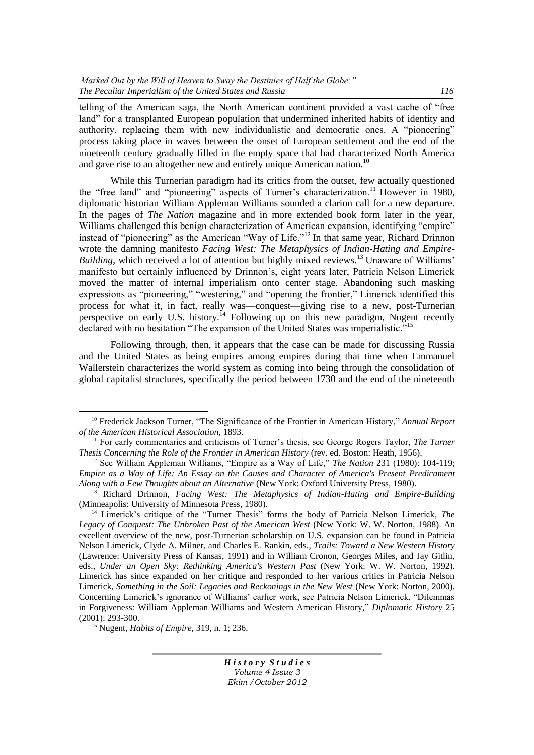telling of the American saga, the North American continent provided a vast cache of "free land" for a transplanted European population that undermined inherited habits of identity and authority, replacing them with new individualistic and democratic ones. A "pioneering" process taking place in waves between the onset of European settlement and the end of the nineteenth century gradually filled in the empty space that had characterized North America and gave rise to an altogether new and entirely unique American nation.[10]

While this Turnerian paradigm had its critics from the outset, few actually questioned the "free land" and "pioneering" aspects of Turner's characterization.[11] However in 1980, diplomatic historian William Appleman Williams sounded a clarion call for a new departure. In the pages of *The Nation* magazine and in more extended book form later in the year, Williams challenged this benign characterization of American expansion, identifying "empire" instead of "pioneering" as the American "Way of Life."[12] In that same year, Richard Drinnon wrote the damning manifesto *Facing West: The Metaphysics of Indian-Hating and Empire-Building*, which received a lot of attention but highly mixed reviews.[13] Unaware of Williams' manifesto but certainly influenced by Drinnon's, eight years later, Patricia Nelson Limerick moved the matter of internal imperialism onto center stage. Abandoning such masking expressions as "pioneering," "westering," and "opening the frontier," Limerick identified this process for what it, in fact, really was—conquest—giving rise to a new, post-Turnerian perspective on early U.S. history.[14] Following up on this new paradigm, Nugent recently declared with no hesitation "The expansion of the United States was imperialistic."[15]

Following through, then, it appears that the case can be made for discussing Russia and the United States as being empires among empires during that time when Emmanuel Wallerstein characterizes the world system as coming into being through the consolidation of global capitalist structures, specifically the period between 1730 and the end of the nineteenth

---

[10] Frederick Jackson Turner, "The Significance of the Frontier in American History," *Annual Report of the American Historical Association,* 1893.

[11] For early commentaries and criticisms of Turner's thesis, see George Rogers Taylor, *The Turner Thesis Concerning the Role of the Frontier in American History* (rev. ed. Boston: Heath, 1956).

[12] See William Appleman Williams, "Empire as a Way of Life," *The Nation* 231 (1980): 104-119; *Empire as a Way of Life: An Essay on the Causes and Character of America's Present Predicament Along with a Few Thoughts about an Alternative* (New York: Oxford University Press, 1980).

[13] Richard Drinnon, *Facing West: The Metaphysics of Indian-Hating and Empire-Building* (Minneapolis: University of Minnesota Press, 1980).

[14] Limerick's critique of the "Turner Thesis" forms the body of Patricia Nelson Limerick, *The Legacy of Conquest: The Unbroken Past of the American West* (New York: W. W. Norton, 1988). An excellent overview of the new, post-Turnerian scholarship on U.S. expansion can be found in Patricia Nelson Limerick, Clyde A. Milner, and Charles E. Rankin, eds., *Trails: Toward a New Western History* (Lawrence: University Press of Kansas, 1991) and in William Cronon, Georges Miles, and Jay Gitlin, eds., *Under an Open Sky: Rethinking America's Western Past* (New York: W. W. Norton, 1992). Limerick has since expanded on her critique and responded to her various critics in Patricia Nelson Limerick, *Something in the Soil: Legacies and Reckonings in the New West* (New York: Norton, 2000). Concerning Limerick's ignorance of Williams' earlier work, see Patricia Nelson Limerick, "Dilemmas in Forgiveness: William Appleman Williams and Western American History," *Diplomatic History* 25 (2001): 293-300.

[15] Nugent, *Habits of Empire,* 319, n. 1; 236.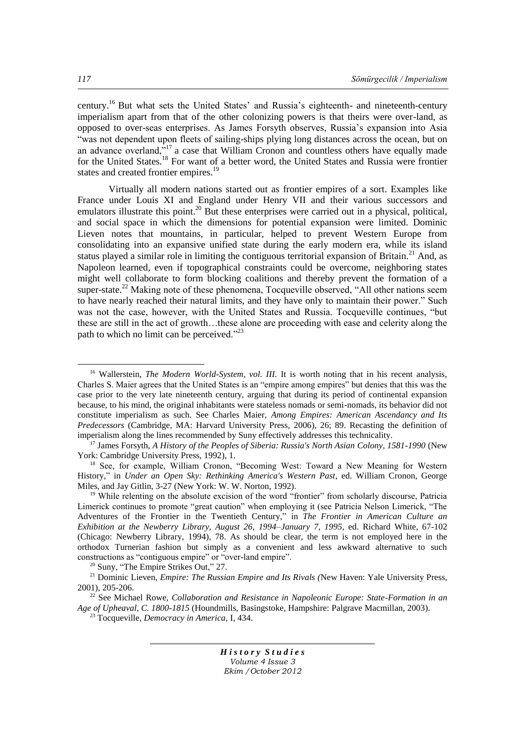century.[16] But what sets the United States' and Russia's eighteenth- and nineteenth-century imperialism apart from that of the other colonizing powers is that theirs were over-land, as opposed to over-seas enterprises. As James Forsyth observes, Russia's expansion into Asia "was not dependent upon fleets of sailing-ships plying long distances across the ocean, but on an advance overland,"[17] a case that William Cronon and countless others have equally made for the United States.[18] For want of a better word, the United States and Russia were frontier states and created frontier empires.[19]

Virtually all modern nations started out as frontier empires of a sort. Examples like France under Louis XI and England under Henry VII and their various successors and emulators illustrate this point.[20] But these enterprises were carried out in a physical, political, and social space in which the dimensions for potential expansion were limited. Dominic Lieven notes that mountains, in particular, helped to prevent Western Europe from consolidating into an expansive unified state during the early modern era, while its island status played a similar role in limiting the contiguous territorial expansion of Britain.[21] And, as Napoleon learned, even if topographical constraints could be overcome, neighboring states might well collaborate to form blocking coalitions and thereby prevent the formation of a super-state.[22] Making note of these phenomena, Tocqueville observed, "All other nations seem to have nearly reached their natural limits, and they have only to maintain their power." Such was not the case, however, with the United States and Russia. Tocqueville continues, "but these are still in the act of growth…these alone are proceeding with ease and celerity along the path to which no limit can be perceived."[23]

---

[16] Wallerstein, *The Modern World-System, vol. III.* It is worth noting that in his recent analysis, Charles S. Maier agrees that the United States is an "empire among empires" but denies that this was the case prior to the very late nineteenth century, arguing that during its period of continental expansion because, to his mind, the original inhabitants were stateless nomads or semi-nomads, its behavior did not constitute imperialism as such. See Charles Maier, *Among Empires: American Ascendancy and Its Predecessors* (Cambridge, MA: Harvard University Press, 2006), 26; 89. Recasting the definition of imperialism along the lines recommended by Suny effectively addresses this technicality.

[17] James Forsyth, *A History of the Peoples of Siberia: Russia's North Asian Colony, 1581-1990* (New York: Cambridge University Press, 1992), 1.

[18] See, for example, William Cronon, "Becoming West: Toward a New Meaning for Western History," in *Under an Open Sky: Rethinking America's Western Past*, ed. William Cronon, George Miles, and Jay Gitlin, 3-27 (New York: W. W. Norton, 1992).

[19] While relenting on the absolute excision of the word "frontier" from scholarly discourse, Patricia Limerick continues to promote "great caution" when employing it (see Patricia Nelson Limerick, "The Adventures of the Frontier in the Twentieth Century," in *The Frontier in American Culture an Exhibition at the Newberry Library, August 26, 1994–January 7, 1995*, ed. Richard White, 67-102 (Chicago: Newberry Library, 1994), 78. As should be clear, the term is not employed here in the orthodox Turnerian fashion but simply as a convenient and less awkward alternative to such constructions as "contiguous empire" or "over-land empire".

[20] Suny, "The Empire Strikes Out," 27.

[21] Dominic Lieven, *Empire: The Russian Empire and Its Rivals (*New Haven: Yale University Press, 2001), 205-206.

[22] See Michael Rowe, *Collaboration and Resistance in Napoleonic Europe: State-Formation in an Age of Upheaval, C. 1800-1815* (Houndmills, Basingstoke, Hampshire: Palgrave Macmillan, 2003).

[23] Tocqueville, *Democracy in America*, I, 434.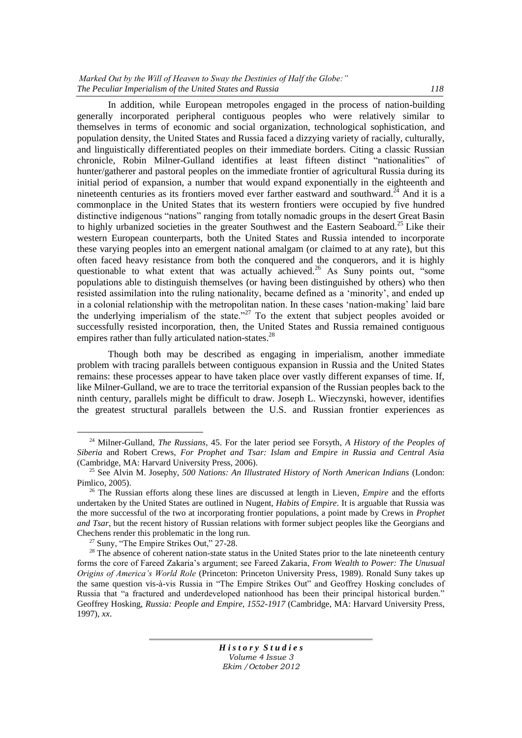In addition, while European metropoles engaged in the process of nation-building generally incorporated peripheral contiguous peoples who were relatively similar to themselves in terms of economic and social organization, technological sophistication, and population density, the United States and Russia faced a dizzying variety of racially, culturally, and linguistically differentiated peoples on their immediate borders. Citing a classic Russian chronicle, Robin Milner-Gulland identifies at least fifteen distinct "nationalities" of hunter/gatherer and pastoral peoples on the immediate frontier of agricultural Russia during its initial period of expansion, a number that would expand exponentially in the eighteenth and nineteenth centuries as its frontiers moved ever farther eastward and southward.[24] And it is a commonplace in the United States that its western frontiers were occupied by five hundred distinctive indigenous "nations" ranging from totally nomadic groups in the desert Great Basin to highly urbanized societies in the greater Southwest and the Eastern Seaboard.[25] Like their western European counterparts, both the United States and Russia intended to incorporate these varying peoples into an emergent national amalgam (or claimed to at any rate), but this often faced heavy resistance from both the conquered and the conquerors, and it is highly questionable to what extent that was actually achieved.[26] As Suny points out, "some populations able to distinguish themselves (or having been distinguished by others) who then resisted assimilation into the ruling nationality, became defined as a 'minority', and ended up in a colonial relationship with the metropolitan nation. In these cases 'nation-making' laid bare the underlying imperialism of the state."[27] To the extent that subject peoples avoided or successfully resisted incorporation, then, the United States and Russia remained contiguous empires rather than fully articulated nation-states.[28]

Though both may be described as engaging in imperialism, another immediate problem with tracing parallels between contiguous expansion in Russia and the United States remains: these processes appear to have taken place over vastly different expanses of time. If, like Milner-Gulland, we are to trace the territorial expansion of the Russian peoples back to the ninth century, parallels might be difficult to draw. Joseph L. Wieczynski, however, identifies the greatest structural parallels between the U.S. and Russian frontier experiences as

---

[24] Milner-Gulland, *The Russians*, 45. For the later period see Forsyth, *A History of the Peoples of Siberia* and Robert Crews, *For Prophet and Tsar: Islam and Empire in Russia and Central Asia* (Cambridge, MA: Harvard University Press, 2006).

[25] See Alvin M. Josephy, *500 Nations: An Illustrated History of North American Indians* (London: Pimlico, 2005).

[26] The Russian efforts along these lines are discussed at length in Lieven, *Empire* and the efforts undertaken by the United States are outlined in Nugent, *Habits of Empire*. It is arguable that Russia was the more successful of the two at incorporating frontier populations, a point made by Crews in *Prophet and Tsar*, but the recent history of Russian relations with former subject peoples like the Georgians and Chechens render this problematic in the long run.

[27] Suny, "The Empire Strikes Out," 27-28.

[28] The absence of coherent nation-state status in the United States prior to the late nineteenth century forms the core of Fareed Zakaria's argument; see Fareed Zakaria, *From Wealth to Power: The Unusual Origins of America's World Role* (Princeton: Princeton University Press, 1989). Ronald Suny takes up the same question vis-à-vis Russia in "The Empire Strikes Out" and Geoffrey Hosking concludes of Russia that "a fractured and underdeveloped nationhood has been their principal historical burden." Geoffrey Hosking, *Russia: People and Empire, 1552-1917* (Cambridge, MA: Harvard University Press, 1997), *xx*.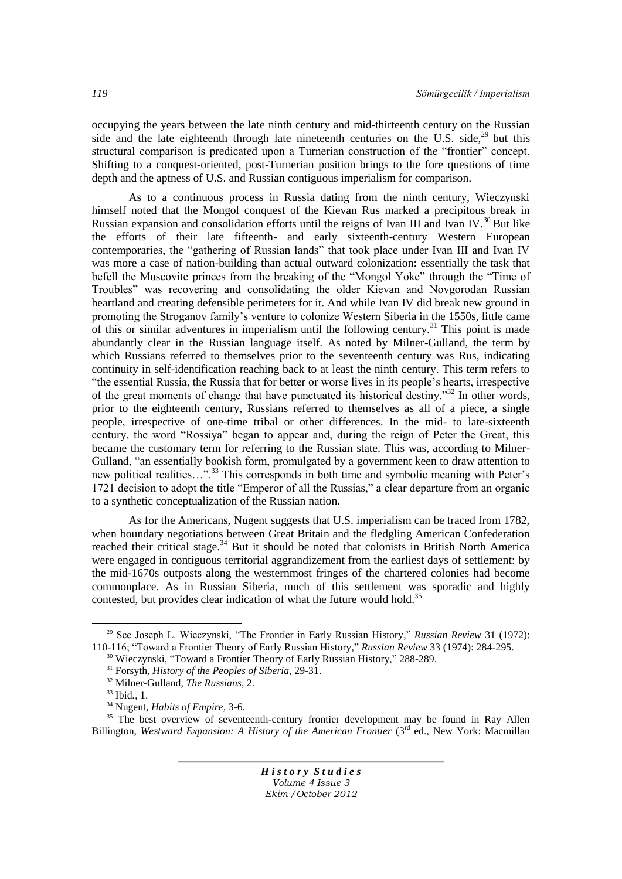occupying the years between the late ninth century and mid-thirteenth century on the Russian side and the late eighteenth through late nineteenth centuries on the U.S. side,[29] but this structural comparison is predicated upon a Turnerian construction of the "frontier" concept. Shifting to a conquest-oriented, post-Turnerian position brings to the fore questions of time depth and the aptness of U.S. and Russian contiguous imperialism for comparison.

As to a continuous process in Russia dating from the ninth century, Wieczynski himself noted that the Mongol conquest of the Kievan Rus marked a precipitous break in Russian expansion and consolidation efforts until the reigns of Ivan III and Ivan IV.[30] But like the efforts of their late fifteenth- and early sixteenth-century Western European contemporaries, the "gathering of Russian lands" that took place under Ivan III and Ivan IV was more a case of nation-building than actual outward colonization: essentially the task that befell the Muscovite princes from the breaking of the "Mongol Yoke" through the "Time of Troubles" was recovering and consolidating the older Kievan and Novgorodan Russian heartland and creating defensible perimeters for it. And while Ivan IV did break new ground in promoting the Stroganov family's venture to colonize Western Siberia in the 1550s, little came of this or similar adventures in imperialism until the following century.[31] This point is made abundantly clear in the Russian language itself. As noted by Milner-Gulland, the term by which Russians referred to themselves prior to the seventeenth century was Rus, indicating continuity in self-identification reaching back to at least the ninth century. This term refers to "the essential Russia, the Russia that for better or worse lives in its people's hearts, irrespective of the great moments of change that have punctuated its historical destiny."[32] In other words, prior to the eighteenth century, Russians referred to themselves as all of a piece, a single people, irrespective of one-time tribal or other differences. In the mid- to late-sixteenth century, the word "Rossiya" began to appear and, during the reign of Peter the Great, this became the customary term for referring to the Russian state. This was, according to Milner-Gulland, "an essentially bookish form, promulgated by a government keen to draw attention to new political realities…".[33] This corresponds in both time and symbolic meaning with Peter's 1721 decision to adopt the title "Emperor of all the Russias," a clear departure from an organic to a synthetic conceptualization of the Russian nation.

As for the Americans, Nugent suggests that U.S. imperialism can be traced from 1782, when boundary negotiations between Great Britain and the fledgling American Confederation reached their critical stage.[34] But it should be noted that colonists in British North America were engaged in contiguous territorial aggrandizement from the earliest days of settlement: by the mid-1670s outposts along the westernmost fringes of the chartered colonies had become commonplace. As in Russian Siberia, much of this settlement was sporadic and highly contested, but provides clear indication of what the future would hold.[35]

---

[29] See Joseph L. Wieczynski, "The Frontier in Early Russian History," *Russian Review* 31 (1972): 110-116; "Toward a Frontier Theory of Early Russian History," *Russian Review* 33 (1974): 284-295.

[30] Wieczynski, "Toward a Frontier Theory of Early Russian History," 288-289.

[31] Forsyth, *History of the Peoples of Siberia*, 29-31.

[32] Milner-Gulland, *The Russians*, 2.

[33] Ibid., 1.

[34] Nugent, *Habits of Empire*, 3-6.

[35] The best overview of seventeenth-century frontier development may be found in Ray Allen Billington, *Westward Expansion: A History of the American Frontier* (3rd ed., New York: Macmillan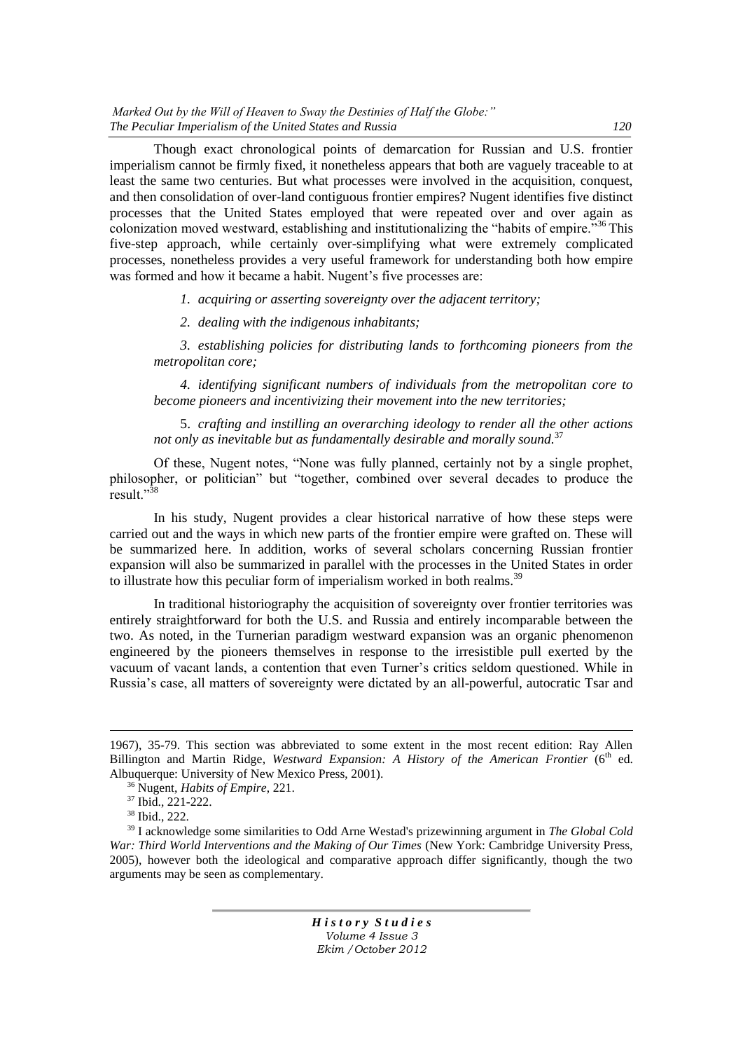Though exact chronological points of demarcation for Russian and U.S. frontier imperialism cannot be firmly fixed, it nonetheless appears that both are vaguely traceable to at least the same two centuries. But what processes were involved in the acquisition, conquest, and then consolidation of over-land contiguous frontier empires? Nugent identifies five distinct processes that the United States employed that were repeated over and over again as colonization moved westward, establishing and institutionalizing the "habits of empire."[36] This five-step approach, while certainly over-simplifying what were extremely complicated processes, nonetheless provides a very useful framework for understanding both how empire was formed and how it became a habit. Nugent's five processes are:

1. *acquiring or asserting sovereignty over the adjacent territory;*

2. *dealing with the indigenous inhabitants;*

3. *establishing policies for distributing lands to forthcoming pioneers from the metropolitan core;*

4. *identifying significant numbers of individuals from the metropolitan core to become pioneers and incentivizing their movement into the new territories;*

5. *crafting and instilling an overarching ideology to render all the other actions not only as inevitable but as fundamentally desirable and morally sound.*[37]

Of these, Nugent notes, "None was fully planned, certainly not by a single prophet, philosopher, or politician" but "together, combined over several decades to produce the result."[38]

In his study, Nugent provides a clear historical narrative of how these steps were carried out and the ways in which new parts of the frontier empire were grafted on. These will be summarized here. In addition, works of several scholars concerning Russian frontier expansion will also be summarized in parallel with the processes in the United States in order to illustrate how this peculiar form of imperialism worked in both realms.[39]

In traditional historiography the acquisition of sovereignty over frontier territories was entirely straightforward for both the U.S. and Russia and entirely incomparable between the two. As noted, in the Turnerian paradigm westward expansion was an organic phenomenon engineered by the pioneers themselves in response to the irresistible pull exerted by the vacuum of vacant lands, a contention that even Turner's critics seldom questioned. While in Russia's case, all matters of sovereignty were dictated by an all-powerful, autocratic Tsar and

---

1967), 35-79. This section was abbreviated to some extent in the most recent edition: Ray Allen Billington and Martin Ridge, *Westward Expansion: A History of the American Frontier* (6th ed. Albuquerque: University of New Mexico Press, 2001).

[36] Nugent, *Habits of Empire*, 221.

[37] Ibid., 221-222.

[38] Ibid., 222.

[39] I acknowledge some similarities to Odd Arne Westad's prizewinning argument in *The Global Cold War: Third World Interventions and the Making of Our Times* (New York: Cambridge University Press, 2005), however both the ideological and comparative approach differ significantly, though the two arguments may be seen as complementary.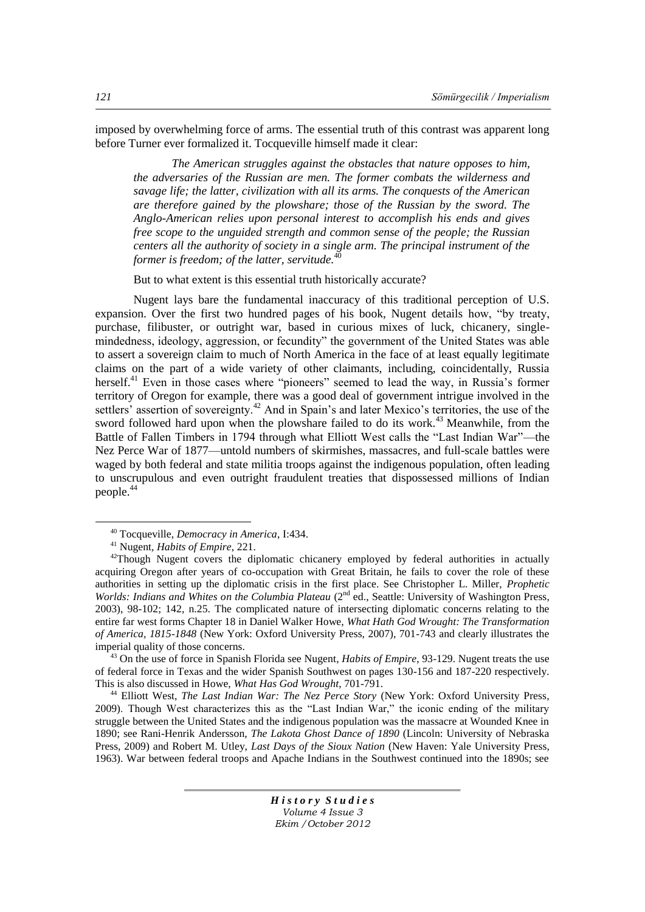imposed by overwhelming force of arms. The essential truth of this contrast was apparent long before Turner ever formalized it. Tocqueville himself made it clear:

> *The American struggles against the obstacles that nature opposes to him, the adversaries of the Russian are men. The former combats the wilderness and savage life; the latter, civilization with all its arms. The conquests of the American are therefore gained by the plowshare; those of the Russian by the sword. The Anglo-American relies upon personal interest to accomplish his ends and gives free scope to the unguided strength and common sense of the people; the Russian centers all the authority of society in a single arm. The principal instrument of the former is freedom; of the latter, servitude.*[40]

But to what extent is this essential truth historically accurate?

Nugent lays bare the fundamental inaccuracy of this traditional perception of U.S. expansion. Over the first two hundred pages of his book, Nugent details how, "by treaty, purchase, filibuster, or outright war, based in curious mixes of luck, chicanery, single-mindedness, ideology, aggression, or fecundity" the government of the United States was able to assert a sovereign claim to much of North America in the face of at least equally legitimate claims on the part of a wide variety of other claimants, including, coincidentally, Russia herself.[41] Even in those cases where "pioneers" seemed to lead the way, in Russia's former territory of Oregon for example, there was a good deal of government intrigue involved in the settlers' assertion of sovereignty.[42] And in Spain's and later Mexico's territories, the use of the sword followed hard upon when the plowshare failed to do its work.[43] Meanwhile, from the Battle of Fallen Timbers in 1794 through what Elliott West calls the "Last Indian War"—the Nez Perce War of 1877—untold numbers of skirmishes, massacres, and full-scale battles were waged by both federal and state militia troops against the indigenous population, often leading to unscrupulous and even outright fraudulent treaties that dispossessed millions of Indian people.[44]

---

[40] Tocqueville, *Democracy in America*, I:434.

[41] Nugent, *Habits of Empire*, 221.

[42] Though Nugent covers the diplomatic chicanery employed by federal authorities in actually acquiring Oregon after years of co-occupation with Great Britain, he fails to cover the role of these authorities in setting up the diplomatic crisis in the first place. See Christopher L. Miller, *Prophetic Worlds: Indians and Whites on the Columbia Plateau* (2nd ed., Seattle: University of Washington Press, 2003), 98-102; 142, n.25. The complicated nature of intersecting diplomatic concerns relating to the entire far west forms Chapter 18 in Daniel Walker Howe, *What Hath God Wrought: The Transformation of America, 1815-1848* (New York: Oxford University Press, 2007), 701-743 and clearly illustrates the imperial quality of those concerns.

[43] On the use of force in Spanish Florida see Nugent, *Habits of Empire*, 93-129. Nugent treats the use of federal force in Texas and the wider Spanish Southwest on pages 130-156 and 187-220 respectively. This is also discussed in Howe, *What Has God Wrought*, 701-791.

[44] Elliott West, *The Last Indian War: The Nez Perce Story* (New York: Oxford University Press, 2009). Though West characterizes this as the "Last Indian War," the iconic ending of the military struggle between the United States and the indigenous population was the massacre at Wounded Knee in 1890; see Rani-Henrik Andersson, *The Lakota Ghost Dance of 1890* (Lincoln: University of Nebraska Press, 2009) and Robert M. Utley, *Last Days of the Sioux Nation* (New Haven: Yale University Press, 1963). War between federal troops and Apache Indians in the Southwest continued into the 1890s; see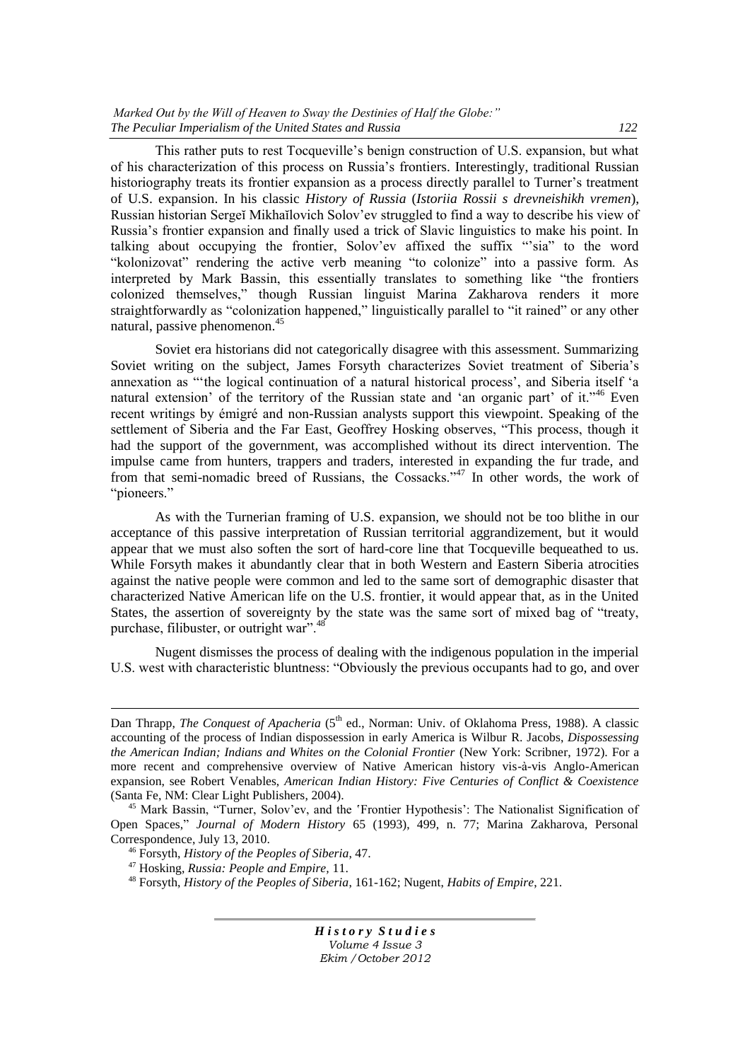This rather puts to rest Tocqueville's benign construction of U.S. expansion, but what of his characterization of this process on Russia's frontiers. Interestingly, traditional Russian historiography treats its frontier expansion as a process directly parallel to Turner's treatment of U.S. expansion. In his classic *History of Russia* (*Istoriia Rossii s drevneishikh vremen*), Russian historian Sergeĭ Mikhaĭlovich Solov'ev struggled to find a way to describe his view of Russia's frontier expansion and finally used a trick of Slavic linguistics to make his point. In talking about occupying the frontier, Solov'ev affixed the suffix "'sia" to the word "kolonizovat" rendering the active verb meaning "to colonize" into a passive form. As interpreted by Mark Bassin, this essentially translates to something like "the frontiers colonized themselves," though Russian linguist Marina Zakharova renders it more straightforwardly as "colonization happened," linguistically parallel to "it rained" or any other natural, passive phenomenon.[45]

Soviet era historians did not categorically disagree with this assessment. Summarizing Soviet writing on the subject, James Forsyth characterizes Soviet treatment of Siberia's annexation as "'the logical continuation of a natural historical process', and Siberia itself 'a natural extension' of the territory of the Russian state and 'an organic part' of it."[46] Even recent writings by émigré and non-Russian analysts support this viewpoint. Speaking of the settlement of Siberia and the Far East, Geoffrey Hosking observes, "This process, though it had the support of the government, was accomplished without its direct intervention. The impulse came from hunters, trappers and traders, interested in expanding the fur trade, and from that semi-nomadic breed of Russians, the Cossacks."[47] In other words, the work of "pioneers."

As with the Turnerian framing of U.S. expansion, we should not be too blithe in our acceptance of this passive interpretation of Russian territorial aggrandizement, but it would appear that we must also soften the sort of hard-core line that Tocqueville bequeathed to us. While Forsyth makes it abundantly clear that in both Western and Eastern Siberia atrocities against the native people were common and led to the same sort of demographic disaster that characterized Native American life on the U.S. frontier, it would appear that, as in the United States, the assertion of sovereignty by the state was the same sort of mixed bag of "treaty, purchase, filibuster, or outright war".[48]

Nugent dismisses the process of dealing with the indigenous population in the imperial U.S. west with characteristic bluntness: "Obviously the previous occupants had to go, and over

---

Dan Thrapp, *The Conquest of Apacheria* (5th ed., Norman: Univ. of Oklahoma Press, 1988). A classic accounting of the process of Indian dispossession in early America is Wilbur R. Jacobs, *Dispossessing the American Indian; Indians and Whites on the Colonial Frontier* (New York: Scribner, 1972). For a more recent and comprehensive overview of Native American history vis-à-vis Anglo-American expansion, see Robert Venables, *American Indian History: Five Centuries of Conflict & Coexistence* (Santa Fe, NM: Clear Light Publishers, 2004).

[45] Mark Bassin, "Turner, Solov'ev, and the 'Frontier Hypothesis': The Nationalist Signification of Open Spaces," *Journal of Modern History* 65 (1993), 499, n. 77; Marina Zakharova, Personal Correspondence, July 13, 2010.

[46] Forsyth, *History of the Peoples of Siberia*, 47.

[47] Hosking, *Russia: People and Empire*, 11.

[48] Forsyth, *History of the Peoples of Siberia*, 161-162; Nugent, *Habits of Empire*, 221.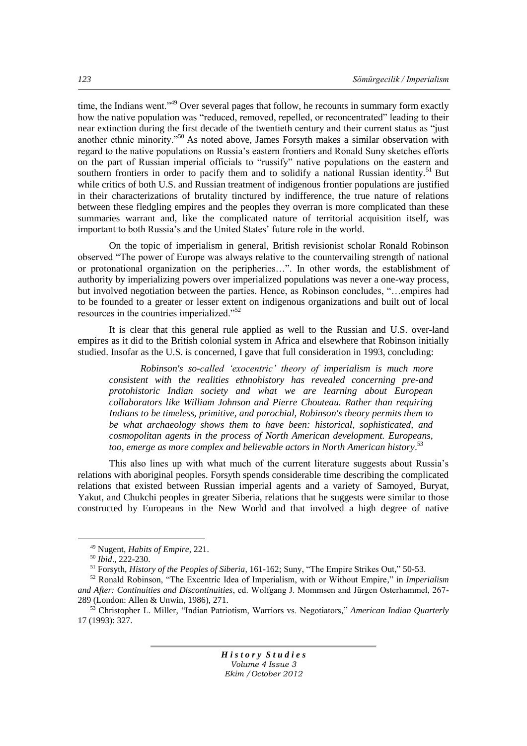time, the Indians went."[49] Over several pages that follow, he recounts in summary form exactly how the native population was "reduced, removed, repelled, or reconcentrated" leading to their near extinction during the first decade of the twentieth century and their current status as "just another ethnic minority."[50] As noted above, James Forsyth makes a similar observation with regard to the native populations on Russia's eastern frontiers and Ronald Suny sketches efforts on the part of Russian imperial officials to "russify" native populations on the eastern and southern frontiers in order to pacify them and to solidify a national Russian identity.[51] But while critics of both U.S. and Russian treatment of indigenous frontier populations are justified in their characterizations of brutality tinctured by indifference, the true nature of relations between these fledgling empires and the peoples they overran is more complicated than these summaries warrant and, like the complicated nature of territorial acquisition itself, was important to both Russia's and the United States' future role in the world.

On the topic of imperialism in general, British revisionist scholar Ronald Robinson observed "The power of Europe was always relative to the countervailing strength of national or protonational organization on the peripheries…". In other words, the establishment of authority by imperializing powers over imperialized populations was never a one-way process, but involved negotiation between the parties. Hence, as Robinson concludes, "…empires had to be founded to a greater or lesser extent on indigenous organizations and built out of local resources in the countries imperialized."[52]

It is clear that this general rule applied as well to the Russian and U.S. over-land empires as it did to the British colonial system in Africa and elsewhere that Robinson initially studied. Insofar as the U.S. is concerned, I gave that full consideration in 1993, concluding:

> *Robinson's so-called 'exocentric' theory of imperialism is much more consistent with the realities ethnohistory has revealed concerning pre-and protohistoric Indian society and what we are learning about European collaborators like William Johnson and Pierre Chouteau. Rather than requiring Indians to be timeless, primitive, and parochial, Robinson's theory permits them to be what archaeology shows them to have been: historical, sophisticated, and cosmopolitan agents in the process of North American development. Europeans, too, emerge as more complex and believable actors in North American history*.[53]

This also lines up with what much of the current literature suggests about Russia's relations with aboriginal peoples. Forsyth spends considerable time describing the complicated relations that existed between Russian imperial agents and a variety of Samoyed, Buryat, Yakut, and Chukchi peoples in greater Siberia, relations that he suggests were similar to those constructed by Europeans in the New World and that involved a high degree of native

---

[49] Nugent, *Habits of Empire*, 221.

[50] *Ibid*., 222-230.

[51] Forsyth, *History of the Peoples of Siberia*, 161-162; Suny, "The Empire Strikes Out," 50-53.

[52] Ronald Robinson, "The Excentric Idea of Imperialism, with or Without Empire," in *Imperialism and After: Continuities and Discontinuities*, ed. Wolfgang J. Mommsen and Jürgen Osterhammel, 267-289 (London: Allen & Unwin, 1986), 271.

[53] Christopher L. Miller, "Indian Patriotism, Warriors vs. Negotiators," *American Indian Quarterly* 17 (1993): 327.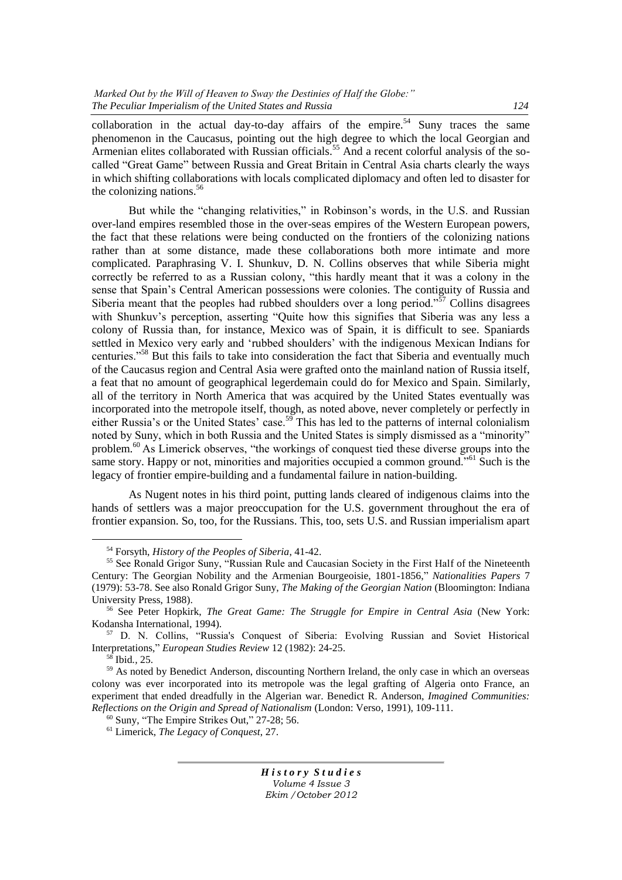collaboration in the actual day-to-day affairs of the empire.[54] Suny traces the same phenomenon in the Caucasus, pointing out the high degree to which the local Georgian and Armenian elites collaborated with Russian officials.[55] And a recent colorful analysis of the so-called "Great Game" between Russia and Great Britain in Central Asia charts clearly the ways in which shifting collaborations with locals complicated diplomacy and often led to disaster for the colonizing nations.[56]

But while the "changing relativities," in Robinson's words, in the U.S. and Russian over-land empires resembled those in the over-seas empires of the Western European powers, the fact that these relations were being conducted on the frontiers of the colonizing nations rather than at some distance, made these collaborations both more intimate and more complicated. Paraphrasing V. I. Shunkuv, D. N. Collins observes that while Siberia might correctly be referred to as a Russian colony, "this hardly meant that it was a colony in the sense that Spain's Central American possessions were colonies. The contiguity of Russia and Siberia meant that the peoples had rubbed shoulders over a long period."[57] Collins disagrees with Shunkuv's perception, asserting "Quite how this signifies that Siberia was any less a colony of Russia than, for instance, Mexico was of Spain, it is difficult to see. Spaniards settled in Mexico very early and 'rubbed shoulders' with the indigenous Mexican Indians for centuries."[58] But this fails to take into consideration the fact that Siberia and eventually much of the Caucasus region and Central Asia were grafted onto the mainland nation of Russia itself, a feat that no amount of geographical legerdemain could do for Mexico and Spain. Similarly, all of the territory in North America that was acquired by the United States eventually was incorporated into the metropole itself, though, as noted above, never completely or perfectly in either Russia's or the United States' case.[59] This has led to the patterns of internal colonialism noted by Suny, which in both Russia and the United States is simply dismissed as a "minority" problem.[60] As Limerick observes, "the workings of conquest tied these diverse groups into the same story. Happy or not, minorities and majorities occupied a common ground."[61] Such is the legacy of frontier empire-building and a fundamental failure in nation-building.

As Nugent notes in his third point, putting lands cleared of indigenous claims into the hands of settlers was a major preoccupation for the U.S. government throughout the era of frontier expansion. So, too, for the Russians. This, too, sets U.S. and Russian imperialism apart

---

[54] Forsyth, *History of the Peoples of Siberia*, 41-42.

[55] See Ronald Grigor Suny, "Russian Rule and Caucasian Society in the First Half of the Nineteenth Century: The Georgian Nobility and the Armenian Bourgeoisie, 1801-1856," *Nationalities Papers* 7 (1979): 53-78. See also Ronald Grigor Suny, *The Making of the Georgian Nation* (Bloomington: Indiana University Press, 1988).

[56] See Peter Hopkirk, *The Great Game: The Struggle for Empire in Central Asia* (New York: Kodansha International, 1994).

[57] D. N. Collins, "Russia's Conquest of Siberia: Evolving Russian and Soviet Historical Interpretations," *European Studies Review* 12 (1982): 24-25.

[58] Ibid., 25.

[59] As noted by Benedict Anderson, discounting Northern Ireland, the only case in which an overseas colony was ever incorporated into its metropole was the legal grafting of Algeria onto France, an experiment that ended dreadfully in the Algerian war. Benedict R. Anderson, *Imagined Communities: Reflections on the Origin and Spread of Nationalism* (London: Verso, 1991), 109-111.

[60] Suny, "The Empire Strikes Out," 27-28; 56.

[61] Limerick, *The Legacy of Conquest*, 27.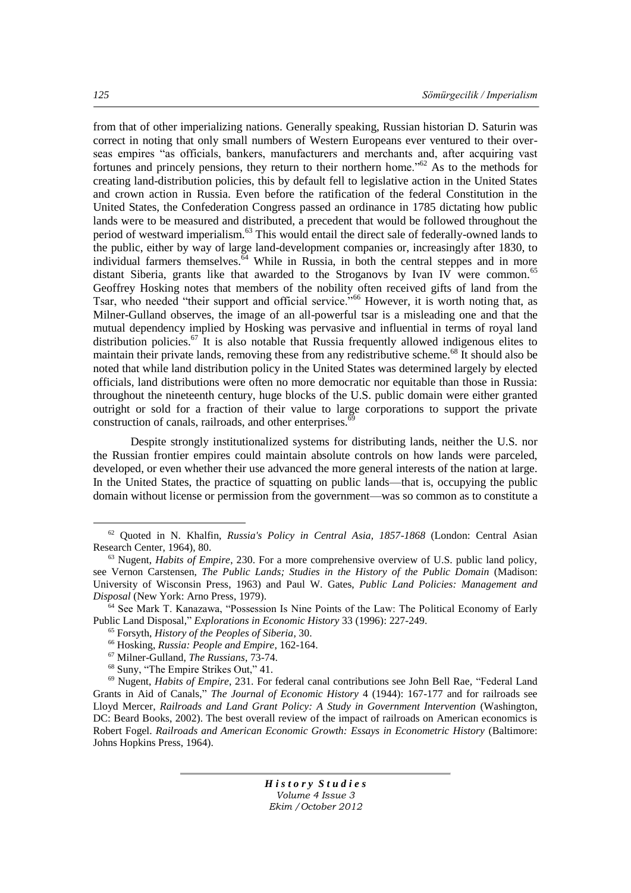from that of other imperializing nations. Generally speaking, Russian historian D. Saturin was correct in noting that only small numbers of Western Europeans ever ventured to their overseas empires "as officials, bankers, manufacturers and merchants and, after acquiring vast fortunes and princely pensions, they return to their northern home."[62] As to the methods for creating land-distribution policies, this by default fell to legislative action in the United States and crown action in Russia. Even before the ratification of the federal Constitution in the United States, the Confederation Congress passed an ordinance in 1785 dictating how public lands were to be measured and distributed, a precedent that would be followed throughout the period of westward imperialism.[63] This would entail the direct sale of federally-owned lands to the public, either by way of large land-development companies or, increasingly after 1830, to individual farmers themselves.[64] While in Russia, in both the central steppes and in more distant Siberia, grants like that awarded to the Stroganovs by Ivan IV were common.[65] Geoffrey Hosking notes that members of the nobility often received gifts of land from the Tsar, who needed "their support and official service."[66] However, it is worth noting that, as Milner-Gulland observes, the image of an all-powerful tsar is a misleading one and that the mutual dependency implied by Hosking was pervasive and influential in terms of royal land distribution policies.[67] It is also notable that Russia frequently allowed indigenous elites to maintain their private lands, removing these from any redistributive scheme.[68] It should also be noted that while land distribution policy in the United States was determined largely by elected officials, land distributions were often no more democratic nor equitable than those in Russia: throughout the nineteenth century, huge blocks of the U.S. public domain were either granted outright or sold for a fraction of their value to large corporations to support the private construction of canals, railroads, and other enterprises.[69]

Despite strongly institutionalized systems for distributing lands, neither the U.S. nor the Russian frontier empires could maintain absolute controls on how lands were parceled, developed, or even whether their use advanced the more general interests of the nation at large. In the United States, the practice of squatting on public lands—that is, occupying the public domain without license or permission from the government—was so common as to constitute a

---

[62] Quoted in N. Khalfin, *Russia's Policy in Central Asia, 1857-1868* (London: Central Asian Research Center, 1964), 80.

[63] Nugent, *Habits of Empire*, 230. For a more comprehensive overview of U.S. public land policy, see Vernon Carstensen, *The Public Lands; Studies in the History of the Public Domain* (Madison: University of Wisconsin Press, 1963) and Paul W. Gates, *Public Land Policies: Management and Disposal* (New York: Arno Press, 1979).

[64] See Mark T. Kanazawa, "Possession Is Nine Points of the Law: The Political Economy of Early Public Land Disposal," *Explorations in Economic History* 33 (1996): 227-249.

[65] Forsyth, *History of the Peoples of Siberia*, 30.

[66] Hosking, *Russia: People and Empire*, 162-164.

[67] Milner-Gulland, *The Russians*, 73-74.

[68] Suny, "The Empire Strikes Out," 41.

[69] Nugent, *Habits of Empire*, 231. For federal canal contributions see John Bell Rae, "Federal Land Grants in Aid of Canals," *The Journal of Economic History* 4 (1944): 167-177 and for railroads see Lloyd Mercer, *Railroads and Land Grant Policy: A Study in Government Intervention* (Washington, DC: Beard Books, 2002). The best overall review of the impact of railroads on American economics is Robert Fogel. *Railroads and American Economic Growth: Essays in Econometric History* (Baltimore: Johns Hopkins Press, 1964).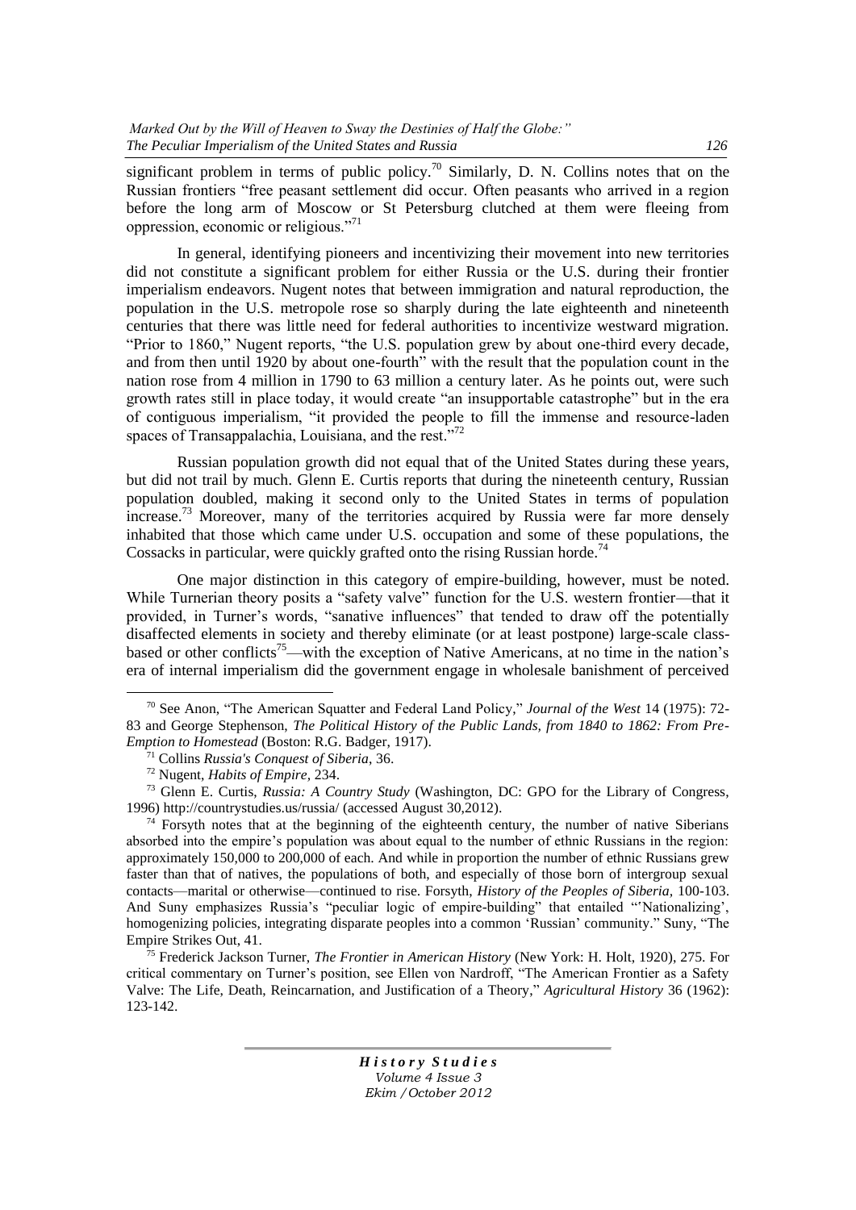significant problem in terms of public policy.[70] Similarly, D. N. Collins notes that on the Russian frontiers "free peasant settlement did occur. Often peasants who arrived in a region before the long arm of Moscow or St Petersburg clutched at them were fleeing from oppression, economic or religious."[71]

In general, identifying pioneers and incentivizing their movement into new territories did not constitute a significant problem for either Russia or the U.S. during their frontier imperialism endeavors. Nugent notes that between immigration and natural reproduction, the population in the U.S. metropole rose so sharply during the late eighteenth and nineteenth centuries that there was little need for federal authorities to incentivize westward migration. "Prior to 1860," Nugent reports, "the U.S. population grew by about one-third every decade, and from then until 1920 by about one-fourth" with the result that the population count in the nation rose from 4 million in 1790 to 63 million a century later. As he points out, were such growth rates still in place today, it would create "an insupportable catastrophe" but in the era of contiguous imperialism, "it provided the people to fill the immense and resource-laden spaces of Transappalachia, Louisiana, and the rest."[72]

Russian population growth did not equal that of the United States during these years, but did not trail by much. Glenn E. Curtis reports that during the nineteenth century, Russian population doubled, making it second only to the United States in terms of population increase.[73] Moreover, many of the territories acquired by Russia were far more densely inhabited that those which came under U.S. occupation and some of these populations, the Cossacks in particular, were quickly grafted onto the rising Russian horde.[74]

One major distinction in this category of empire-building, however, must be noted. While Turnerian theory posits a "safety valve" function for the U.S. western frontier—that it provided, in Turner's words, "sanative influences" that tended to draw off the potentially disaffected elements in society and thereby eliminate (or at least postpone) large-scale class-based or other conflicts[75]—with the exception of Native Americans, at no time in the nation's era of internal imperialism did the government engage in wholesale banishment of perceived

---

[70] See Anon, "The American Squatter and Federal Land Policy," *Journal of the West* 14 (1975): 72-83 and George Stephenson, *The Political History of the Public Lands, from 1840 to 1862: From Pre-Emption to Homestead* (Boston: R.G. Badger, 1917).

[71] Collins *Russia's Conquest of Siberia*, 36.

[72] Nugent, *Habits of Empire*, 234.

[73] Glenn E. Curtis, *Russia: A Country Study* (Washington, DC: GPO for the Library of Congress, 1996) http://countrystudies.us/russia/ (accessed August 30,2012).

[74] Forsyth notes that at the beginning of the eighteenth century, the number of native Siberians absorbed into the empire's population was about equal to the number of ethnic Russians in the region: approximately 150,000 to 200,000 of each. And while in proportion the number of ethnic Russians grew faster than that of natives, the populations of both, and especially of those born of intergroup sexual contacts—marital or otherwise—continued to rise. Forsyth, *History of the Peoples of Siberia*, 100-103. And Suny emphasizes Russia's "peculiar logic of empire-building" that entailed "'Nationalizing', homogenizing policies, integrating disparate peoples into a common 'Russian' community." Suny, "The Empire Strikes Out, 41.

[75] Frederick Jackson Turner, *The Frontier in American History* (New York: H. Holt, 1920), 275. For critical commentary on Turner's position, see Ellen von Nardroff, "The American Frontier as a Safety Valve: The Life, Death, Reincarnation, and Justification of a Theory," *Agricultural History* 36 (1962): 123-142.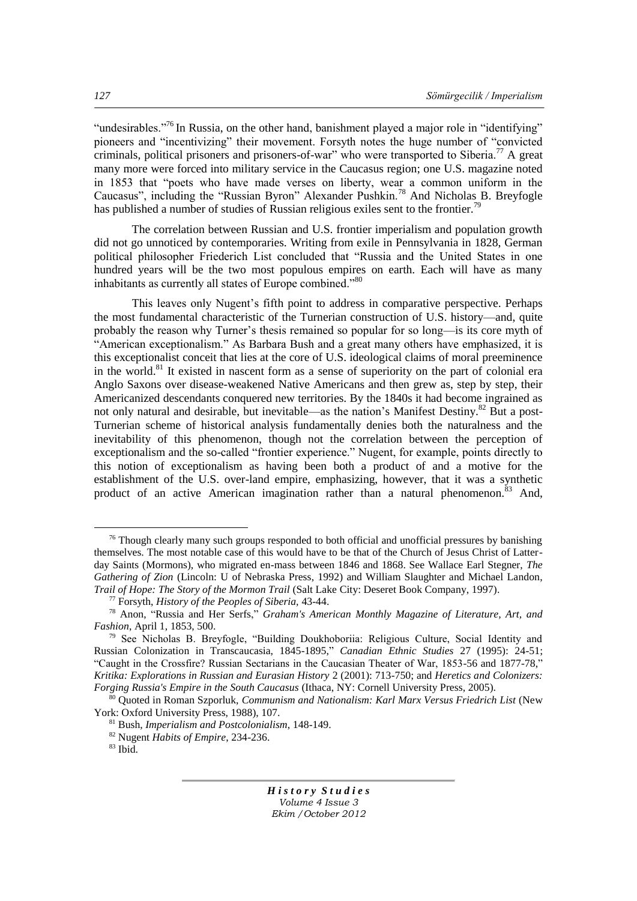"undesirables."[76] In Russia, on the other hand, banishment played a major role in "identifying" pioneers and "incentivizing" their movement. Forsyth notes the huge number of "convicted criminals, political prisoners and prisoners-of-war" who were transported to Siberia.[77] A great many more were forced into military service in the Caucasus region; one U.S. magazine noted in 1853 that "poets who have made verses on liberty, wear a common uniform in the Caucasus", including the "Russian Byron" Alexander Pushkin.[78] And Nicholas B. Breyfogle has published a number of studies of Russian religious exiles sent to the frontier.[79]

The correlation between Russian and U.S. frontier imperialism and population growth did not go unnoticed by contemporaries. Writing from exile in Pennsylvania in 1828, German political philosopher Friederich List concluded that "Russia and the United States in one hundred years will be the two most populous empires on earth. Each will have as many inhabitants as currently all states of Europe combined."[80]

This leaves only Nugent's fifth point to address in comparative perspective. Perhaps the most fundamental characteristic of the Turnerian construction of U.S. history—and, quite probably the reason why Turner's thesis remained so popular for so long—is its core myth of "American exceptionalism." As Barbara Bush and a great many others have emphasized, it is this exceptionalist conceit that lies at the core of U.S. ideological claims of moral preeminence in the world.[81] It existed in nascent form as a sense of superiority on the part of colonial era Anglo Saxons over disease-weakened Native Americans and then grew as, step by step, their Americanized descendants conquered new territories. By the 1840s it had become ingrained as not only natural and desirable, but inevitable—as the nation's Manifest Destiny.[82] But a post-Turnerian scheme of historical analysis fundamentally denies both the naturalness and the inevitability of this phenomenon, though not the correlation between the perception of exceptionalism and the so-called "frontier experience." Nugent, for example, points directly to this notion of exceptionalism as having been both a product of and a motive for the establishment of the U.S. over-land empire, emphasizing, however, that it was a synthetic product of an active American imagination rather than a natural phenomenon.[83] And,

---

[76] Though clearly many such groups responded to both official and unofficial pressures by banishing themselves. The most notable case of this would have to be that of the Church of Jesus Christ of Latter-day Saints (Mormons), who migrated en-mass between 1846 and 1868. See Wallace Earl Stegner, *The Gathering of Zion* (Lincoln: U of Nebraska Press, 1992) and William Slaughter and Michael Landon, *Trail of Hope: The Story of the Mormon Trail* (Salt Lake City: Deseret Book Company, 1997).

[77] Forsyth, *History of the Peoples of Siberia*, 43-44.

[78] Anon, "Russia and Her Serfs," *Graham's American Monthly Magazine of Literature, Art, and Fashion*, April 1, 1853, 500.

[79] See Nicholas B. Breyfogle, "Building Doukhoboriia: Religious Culture, Social Identity and Russian Colonization in Transcaucasia, 1845-1895," *Canadian Ethnic Studies* 27 (1995): 24-51; "Caught in the Crossfire? Russian Sectarians in the Caucasian Theater of War, 1853-56 and 1877-78," *Kritika: Explorations in Russian and Eurasian History* 2 (2001): 713-750; and *Heretics and Colonizers: Forging Russia's Empire in the South Caucasus* (Ithaca, NY: Cornell University Press, 2005).

[80] Quoted in Roman Szporluk, *Communism and Nationalism: Karl Marx Versus Friedrich List* (New York: Oxford University Press, 1988), 107.

[81] Bush, *Imperialism and Postcolonialism*, 148-149.

[82] Nugent *Habits of Empire*, 234-236.

[83] Ibid.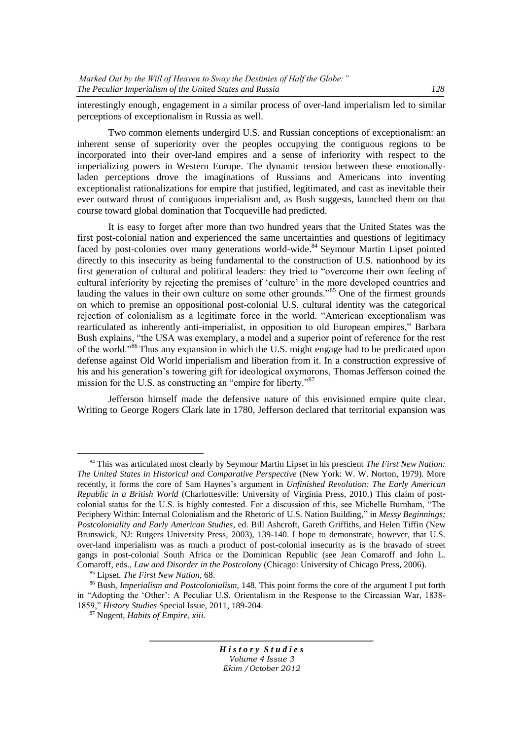interestingly enough, engagement in a similar process of over-land imperialism led to similar perceptions of exceptionalism in Russia as well.

Two common elements undergird U.S. and Russian conceptions of exceptionalism: an inherent sense of superiority over the peoples occupying the contiguous regions to be incorporated into their over-land empires and a sense of inferiority with respect to the imperializing powers in Western Europe. The dynamic tension between these emotionally-laden perceptions drove the imaginations of Russians and Americans into inventing exceptionalist rationalizations for empire that justified, legitimated, and cast as inevitable their ever outward thrust of contiguous imperialism and, as Bush suggests, launched them on that course toward global domination that Tocqueville had predicted.

It is easy to forget after more than two hundred years that the United States was the first post-colonial nation and experienced the same uncertainties and questions of legitimacy faced by post-colonies over many generations world-wide.[84] Seymour Martin Lipset pointed directly to this insecurity as being fundamental to the construction of U.S. nationhood by its first generation of cultural and political leaders: they tried to "overcome their own feeling of cultural inferiority by rejecting the premises of 'culture' in the more developed countries and lauding the values in their own culture on some other grounds."[85] One of the firmest grounds on which to premise an oppositional post-colonial U.S. cultural identity was the categorical rejection of colonialism as a legitimate force in the world. "American exceptionalism was rearticulated as inherently anti-imperialist, in opposition to old European empires," Barbara Bush explains, "the USA was exemplary, a model and a superior point of reference for the rest of the world."[86] Thus any expansion in which the U.S. might engage had to be predicated upon defense against Old World imperialism and liberation from it. In a construction expressive of his and his generation's towering gift for ideological oxymorons, Thomas Jefferson coined the mission for the U.S. as constructing an "empire for liberty."[87]

Jefferson himself made the defensive nature of this envisioned empire quite clear. Writing to George Rogers Clark late in 1780, Jefferson declared that territorial expansion was

---

[84] This was articulated most clearly by Seymour Martin Lipset in his prescient *The First New Nation: The United States in Historical and Comparative Perspective* (New York: W. W. Norton, 1979). More recently, it forms the core of Sam Haynes's argument in *Unfinished Revolution: The Early American Republic in a British World* (Charlottesville: University of Virginia Press, 2010.) This claim of post-colonial status for the U.S. is highly contested. For a discussion of this, see Michelle Burnham, "The Periphery Within: Internal Colonialism and the Rhetoric of U.S. Nation Building," in *Messy Beginnings; Postcoloniality and Early American Studies*, ed. Bill Ashcroft, Gareth Griffiths, and Helen Tiffin (New Brunswick, NJ: Rutgers University Press, 2003), 139-140. I hope to demonstrate, however, that U.S. over-land imperialism was as much a product of post-colonial insecurity as is the bravado of street gangs in post-colonial South Africa or the Dominican Republic (see Jean Comaroff and John L. Comaroff, eds., *Law and Disorder in the Postcolony* (Chicago: University of Chicago Press, 2006).

[85] Lipset. *The First New Nation*, 68.

[86] Bush, *Imperialism and Postcolonialism*, 148. This point forms the core of the argument I put forth in "Adopting the 'Other': A Peculiar U.S. Orientalism in the Response to the Circassian War, 1838-1859," *History Studies* Special Issue, 2011, 189-204.

[87] Nugent, *Habits of Empire, xiii.*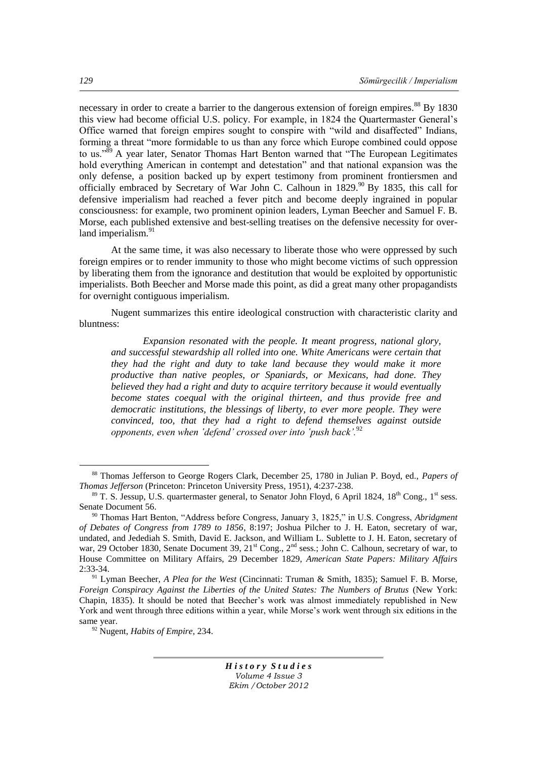necessary in order to create a barrier to the dangerous extension of foreign empires.[88] By 1830 this view had become official U.S. policy. For example, in 1824 the Quartermaster General's Office warned that foreign empires sought to conspire with "wild and disaffected" Indians, forming a threat "more formidable to us than any force which Europe combined could oppose to us."[89] A year later, Senator Thomas Hart Benton warned that "The European Legitimates hold everything American in contempt and detestation" and that national expansion was the only defense, a position backed up by expert testimony from prominent frontiersmen and officially embraced by Secretary of War John C. Calhoun in 1829.[90] By 1835, this call for defensive imperialism had reached a fever pitch and become deeply ingrained in popular consciousness: for example, two prominent opinion leaders, Lyman Beecher and Samuel F. B. Morse, each published extensive and best-selling treatises on the defensive necessity for over-land imperialism.[91]

At the same time, it was also necessary to liberate those who were oppressed by such foreign empires or to render immunity to those who might become victims of such oppression by liberating them from the ignorance and destitution that would be exploited by opportunistic imperialists. Both Beecher and Morse made this point, as did a great many other propagandists for overnight contiguous imperialism.

Nugent summarizes this entire ideological construction with characteristic clarity and bluntness:

> *Expansion resonated with the people. It meant progress, national glory, and successful stewardship all rolled into one. White Americans were certain that they had the right and duty to take land because they would make it more productive than native peoples, or Spaniards, or Mexicans, had done. They believed they had a right and duty to acquire territory because it would eventually become states coequal with the original thirteen, and thus provide free and democratic institutions, the blessings of liberty, to ever more people. They were convinced, too, that they had a right to defend themselves against outside opponents, even when 'defend' crossed over into 'push back'.*[92]

---

[88] Thomas Jefferson to George Rogers Clark, December 25, 1780 in Julian P. Boyd, ed., *Papers of Thomas Jefferson* (Princeton: Princeton University Press, 1951), 4:237-238.

[89] T. S. Jessup, U.S. quartermaster general, to Senator John Floyd, 6 April 1824, 18th Cong., 1st sess. Senate Document 56.

[90] Thomas Hart Benton, "Address before Congress, January 3, 1825," in U.S. Congress, *Abridgment of Debates of Congress from 1789 to 1856*, 8:197; Joshua Pilcher to J. H. Eaton, secretary of war, undated, and Jedediah S. Smith, David E. Jackson, and William L. Sublette to J. H. Eaton, secretary of war, 29 October 1830, Senate Document 39, 21st Cong., 2nd sess.; John C. Calhoun, secretary of war, to House Committee on Military Affairs, 29 December 1829, *American State Papers: Military Affairs* 2:33-34.

[91] Lyman Beecher, *A Plea for the West* (Cincinnati: Truman & Smith, 1835); Samuel F. B. Morse, *Foreign Conspiracy Against the Liberties of the United States: The Numbers of Brutus* (New York: Chapin, 1835). It should be noted that Beecher's work was almost immediately republished in New York and went through three editions within a year, while Morse's work went through six editions in the same year.

[92] Nugent, *Habits of Empire,* 234.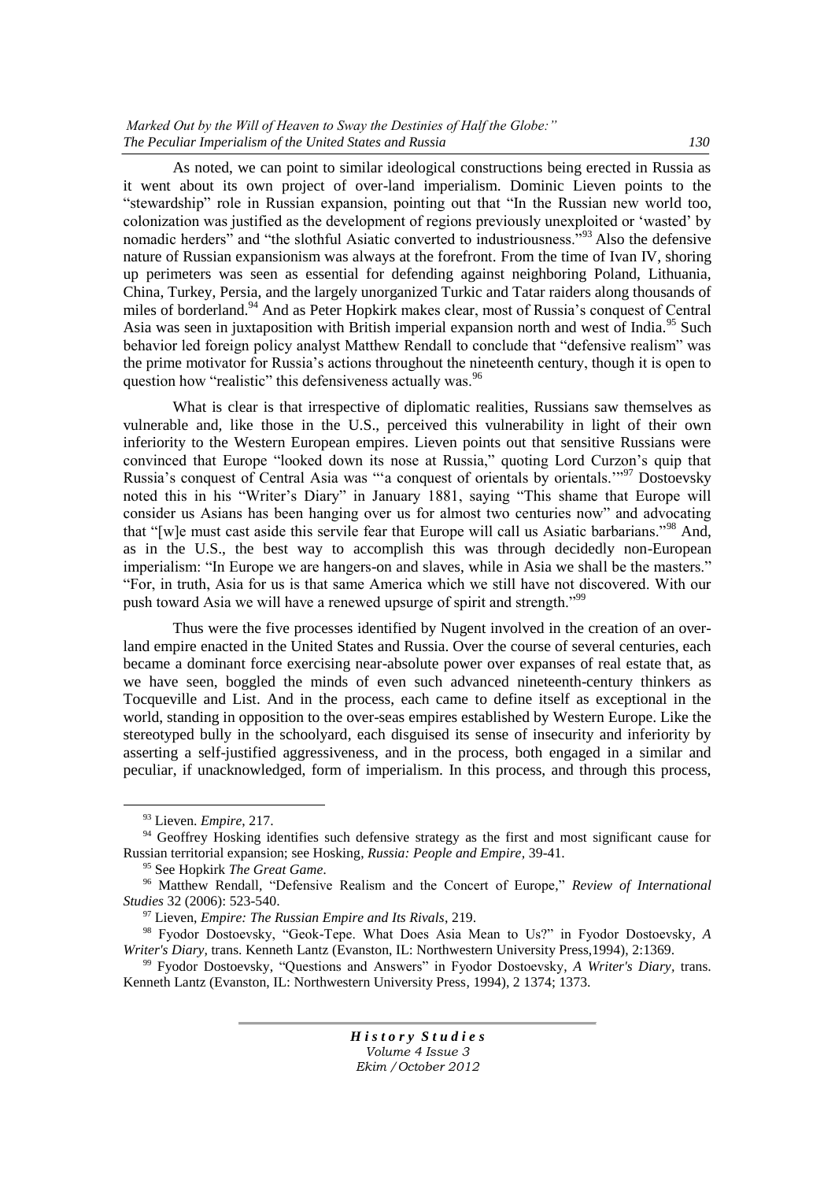As noted, we can point to similar ideological constructions being erected in Russia as it went about its own project of over-land imperialism. Dominic Lieven points to the "stewardship" role in Russian expansion, pointing out that "In the Russian new world too, colonization was justified as the development of regions previously unexploited or 'wasted' by nomadic herders" and "the slothful Asiatic converted to industriousness."[93] Also the defensive nature of Russian expansionism was always at the forefront. From the time of Ivan IV, shoring up perimeters was seen as essential for defending against neighboring Poland, Lithuania, China, Turkey, Persia, and the largely unorganized Turkic and Tatar raiders along thousands of miles of borderland.[94] And as Peter Hopkirk makes clear, most of Russia's conquest of Central Asia was seen in juxtaposition with British imperial expansion north and west of India.[95] Such behavior led foreign policy analyst Matthew Rendall to conclude that "defensive realism" was the prime motivator for Russia's actions throughout the nineteenth century, though it is open to question how "realistic" this defensiveness actually was.[96]

What is clear is that irrespective of diplomatic realities, Russians saw themselves as vulnerable and, like those in the U.S., perceived this vulnerability in light of their own inferiority to the Western European empires. Lieven points out that sensitive Russians were convinced that Europe "looked down its nose at Russia," quoting Lord Curzon's quip that Russia's conquest of Central Asia was "'a conquest of orientals by orientals.'"[97] Dostoevsky noted this in his "Writer's Diary" in January 1881, saying "This shame that Europe will consider us Asians has been hanging over us for almost two centuries now" and advocating that "[w]e must cast aside this servile fear that Europe will call us Asiatic barbarians."[98] And, as in the U.S., the best way to accomplish this was through decidedly non-European imperialism: "In Europe we are hangers-on and slaves, while in Asia we shall be the masters." "For, in truth, Asia for us is that same America which we still have not discovered. With our push toward Asia we will have a renewed upsurge of spirit and strength."[99]

Thus were the five processes identified by Nugent involved in the creation of an over-land empire enacted in the United States and Russia. Over the course of several centuries, each became a dominant force exercising near-absolute power over expanses of real estate that, as we have seen, boggled the minds of even such advanced nineteenth-century thinkers as Tocqueville and List. And in the process, each came to define itself as exceptional in the world, standing in opposition to the over-seas empires established by Western Europe. Like the stereotyped bully in the schoolyard, each disguised its sense of insecurity and inferiority by asserting a self-justified aggressiveness, and in the process, both engaged in a similar and peculiar, if unacknowledged, form of imperialism. In this process, and through this process,

---

[93] Lieven. *Empire*, 217.

[94] Geoffrey Hosking identifies such defensive strategy as the first and most significant cause for Russian territorial expansion; see Hosking, *Russia: People and Empire*, 39-41.

[95] See Hopkirk *The Great Game*.

[96] Matthew Rendall, "Defensive Realism and the Concert of Europe," *Review of International Studies* 32 (2006): 523-540.

[97] Lieven, *Empire: The Russian Empire and Its Rivals*, 219.

[98] Fyodor Dostoevsky, "Geok-Tepe. What Does Asia Mean to Us?" in Fyodor Dostoevsky, *A Writer's Diary*, trans. Kenneth Lantz (Evanston, IL: Northwestern University Press,1994), 2:1369.

[99] Fyodor Dostoevsky, "Questions and Answers" in Fyodor Dostoevsky, *A Writer's Diary*, trans. Kenneth Lantz (Evanston, IL: Northwestern University Press, 1994), 2 1374; 1373.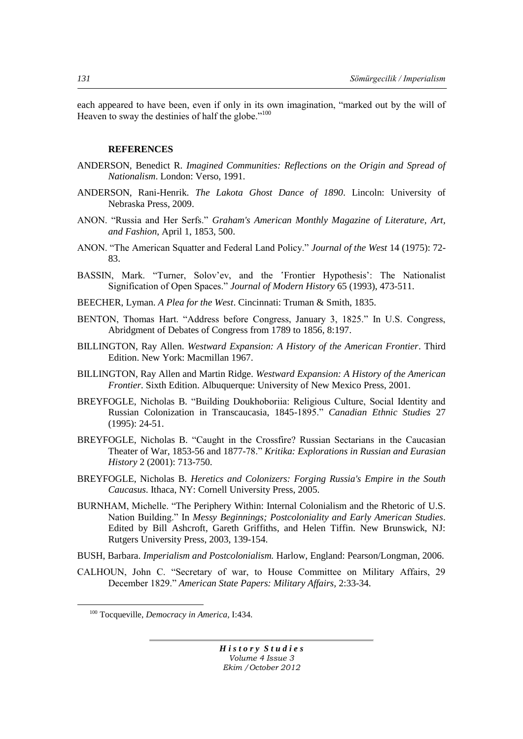each appeared to have been, even if only in its own imagination, "marked out by the will of Heaven to sway the destinies of half the globe."[100]

## REFERENCES

ANDERSON, Benedict R. *Imagined Communities: Reflections on the Origin and Spread of Nationalism*. London: Verso, 1991.

ANDERSON, Rani-Henrik. *The Lakota Ghost Dance of 1890*. Lincoln: University of Nebraska Press, 2009.

ANON. "Russia and Her Serfs." *Graham's American Monthly Magazine of Literature, Art, and Fashion*, April 1, 1853, 500.

ANON. "The American Squatter and Federal Land Policy." *Journal of the West* 14 (1975): 72-83.

BASSIN, Mark. "Turner, Solov'ev, and the 'Frontier Hypothesis': The Nationalist Signification of Open Spaces." *Journal of Modern History* 65 (1993), 473-511.

BEECHER, Lyman. *A Plea for the West*. Cincinnati: Truman & Smith, 1835.

BENTON, Thomas Hart. "Address before Congress, January 3, 1825." In U.S. Congress, Abridgment of Debates of Congress from 1789 to 1856, 8:197.

BILLINGTON, Ray Allen. *Westward Expansion: A History of the American Frontier*. Third Edition. New York: Macmillan 1967.

BILLINGTON, Ray Allen and Martin Ridge. *Westward Expansion: A History of the American Frontier*. Sixth Edition. Albuquerque: University of New Mexico Press, 2001.

BREYFOGLE, Nicholas B. "Building Doukhoboriia: Religious Culture, Social Identity and Russian Colonization in Transcaucasia, 1845-1895." *Canadian Ethnic Studies* 27 (1995): 24-51.

BREYFOGLE, Nicholas B. "Caught in the Crossfire? Russian Sectarians in the Caucasian Theater of War, 1853-56 and 1877-78." *Kritika: Explorations in Russian and Eurasian History* 2 (2001): 713-750.

BREYFOGLE, Nicholas B. *Heretics and Colonizers: Forging Russia's Empire in the South Caucasus*. Ithaca, NY: Cornell University Press, 2005.

BURNHAM, Michelle. "The Periphery Within: Internal Colonialism and the Rhetoric of U.S. Nation Building." In *Messy Beginnings; Postcoloniality and Early American Studies*. Edited by Bill Ashcroft, Gareth Griffiths, and Helen Tiffin. New Brunswick, NJ: Rutgers University Press, 2003, 139-154.

BUSH, Barbara. *Imperialism and Postcolonialism.* Harlow, England: Pearson/Longman, 2006.

CALHOUN, John C. "Secretary of war, to House Committee on Military Affairs, 29 December 1829." *American State Papers: Military Affairs*, 2:33-34.

---

[100] Tocqueville, *Democracy in America*, I:434.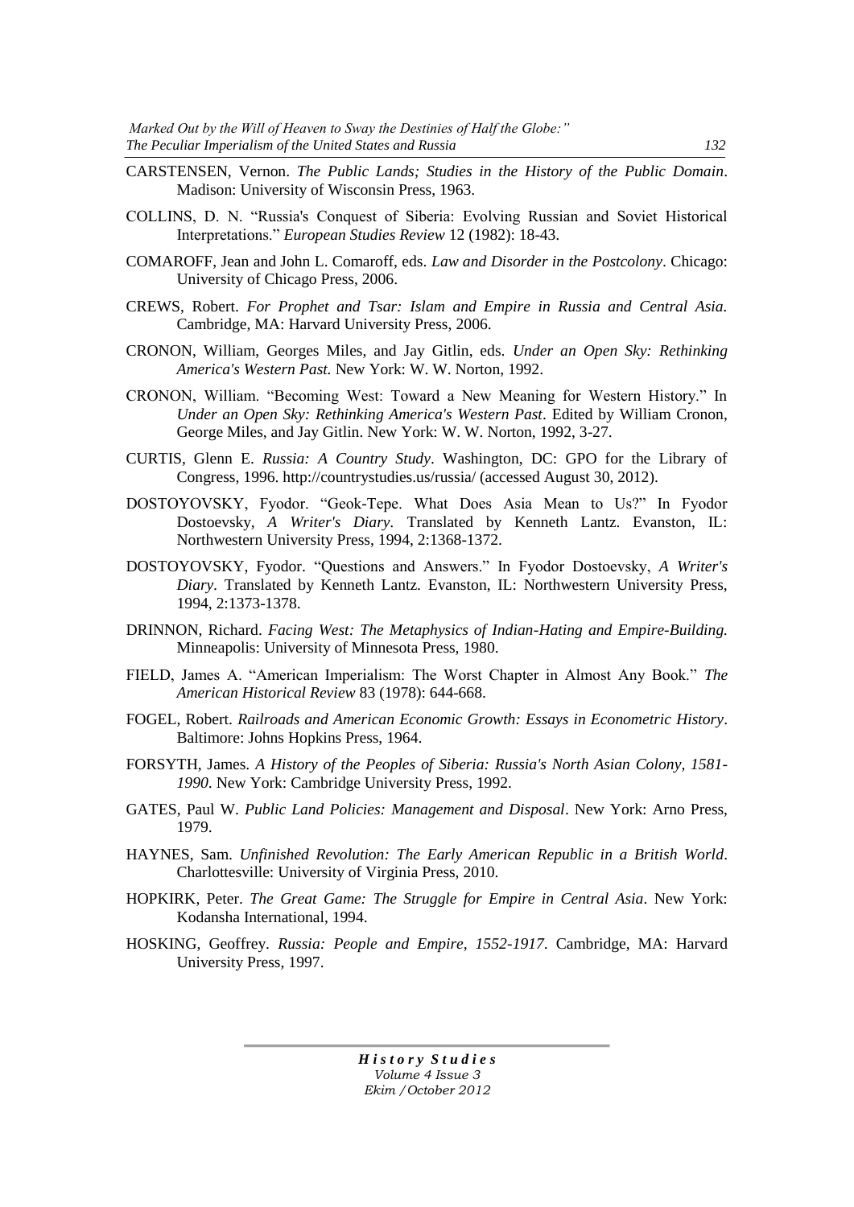CARSTENSEN, Vernon. *The Public Lands; Studies in the History of the Public Domain*. Madison: University of Wisconsin Press, 1963.

COLLINS, D. N. "Russia's Conquest of Siberia: Evolving Russian and Soviet Historical Interpretations." *European Studies Review* 12 (1982): 18-43.

COMAROFF, Jean and John L. Comaroff, eds. *Law and Disorder in the Postcolony*. Chicago: University of Chicago Press, 2006.

CREWS, Robert. *For Prophet and Tsar: Islam and Empire in Russia and Central Asia.* Cambridge, MA: Harvard University Press, 2006.

CRONON, William, Georges Miles, and Jay Gitlin, eds. *Under an Open Sky: Rethinking America's Western Past.* New York: W. W. Norton, 1992.

CRONON, William. "Becoming West: Toward a New Meaning for Western History." In *Under an Open Sky: Rethinking America's Western Past*. Edited by William Cronon, George Miles, and Jay Gitlin. New York: W. W. Norton, 1992, 3-27.

CURTIS, Glenn E. *Russia: A Country Study*. Washington, DC: GPO for the Library of Congress, 1996. http://countrystudies.us/russia/ (accessed August 30, 2012).

DOSTOYOVSKY, Fyodor. "Geok-Tepe. What Does Asia Mean to Us?" In Fyodor Dostoevsky, *A Writer's Diary*. Translated by Kenneth Lantz. Evanston, IL: Northwestern University Press, 1994, 2:1368-1372.

DOSTOYOVSKY, Fyodor. "Questions and Answers." In Fyodor Dostoevsky, *A Writer's Diary*. Translated by Kenneth Lantz. Evanston, IL: Northwestern University Press, 1994, 2:1373-1378.

DRINNON, Richard. *Facing West: The Metaphysics of Indian-Hating and Empire-Building.* Minneapolis: University of Minnesota Press, 1980.

FIELD, James A. "American Imperialism: The Worst Chapter in Almost Any Book." *The American Historical Review* 83 (1978): 644-668.

FOGEL, Robert. *Railroads and American Economic Growth: Essays in Econometric History*. Baltimore: Johns Hopkins Press, 1964.

FORSYTH, James. *A History of the Peoples of Siberia: Russia's North Asian Colony, 1581-1990*. New York: Cambridge University Press, 1992.

GATES, Paul W. *Public Land Policies: Management and Disposal*. New York: Arno Press, 1979.

HAYNES, Sam. *Unfinished Revolution: The Early American Republic in a British World*. Charlottesville: University of Virginia Press, 2010.

HOPKIRK, Peter. *The Great Game: The Struggle for Empire in Central Asia*. New York: Kodansha International, 1994.

HOSKING, Geoffrey. *Russia: People and Empire, 1552-1917*. Cambridge, MA: Harvard University Press, 1997.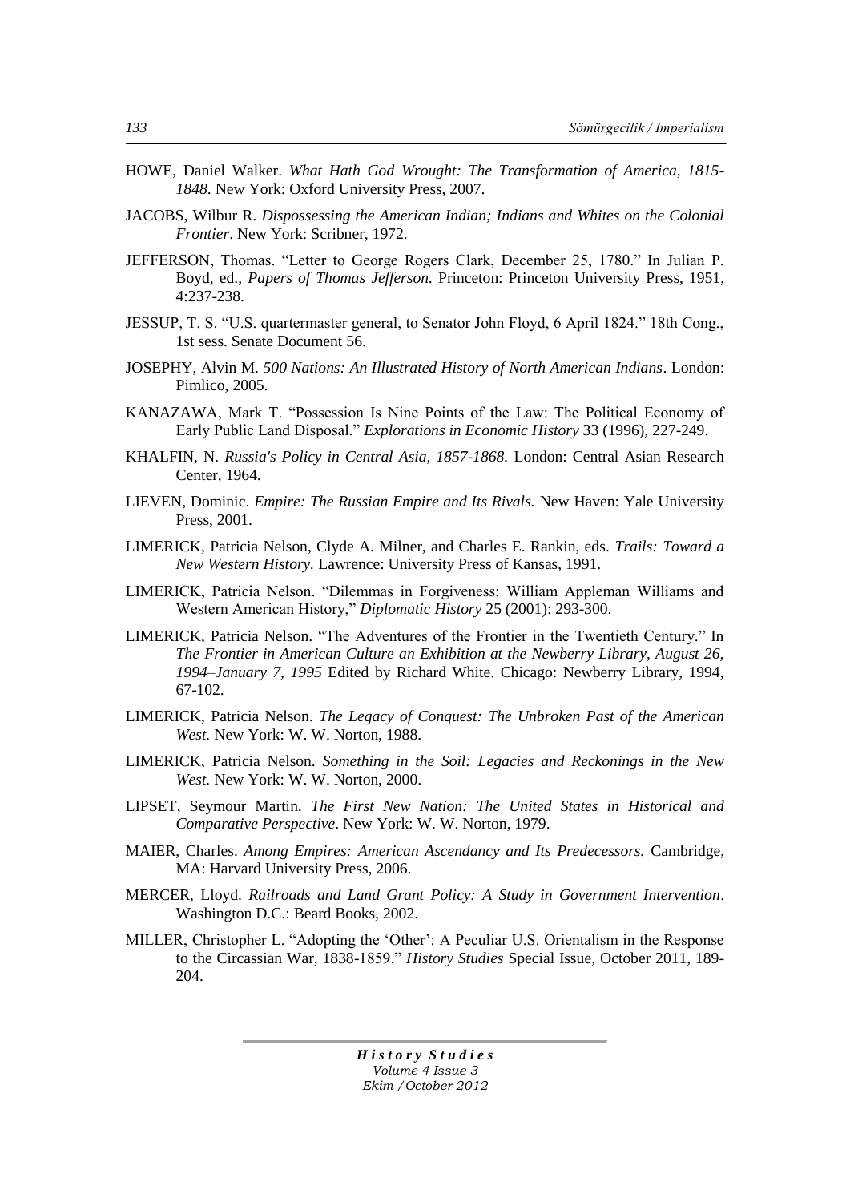HOWE, Daniel Walker. *What Hath God Wrought: The Transformation of America, 1815-1848*. New York: Oxford University Press, 2007.

JACOBS, Wilbur R. *Dispossessing the American Indian; Indians and Whites on the Colonial Frontier*. New York: Scribner, 1972.

JEFFERSON, Thomas. "Letter to George Rogers Clark, December 25, 1780." In Julian P. Boyd, ed., *Papers of Thomas Jefferson.* Princeton: Princeton University Press, 1951, 4:237-238.

JESSUP, T. S. "U.S. quartermaster general, to Senator John Floyd, 6 April 1824." 18th Cong., 1st sess. Senate Document 56.

JOSEPHY, Alvin M. *500 Nations: An Illustrated History of North American Indians*. London: Pimlico, 2005.

KANAZAWA, Mark T. "Possession Is Nine Points of the Law: The Political Economy of Early Public Land Disposal." *Explorations in Economic History* 33 (1996), 227-249.

KHALFIN, N. *Russia's Policy in Central Asia, 1857-1868.* London: Central Asian Research Center, 1964.

LIEVEN, Dominic. *Empire: The Russian Empire and Its Rivals.* New Haven: Yale University Press, 2001.

LIMERICK, Patricia Nelson, Clyde A. Milner, and Charles E. Rankin, eds. *Trails: Toward a New Western History.* Lawrence: University Press of Kansas, 1991.

LIMERICK, Patricia Nelson. "Dilemmas in Forgiveness: William Appleman Williams and Western American History," *Diplomatic History* 25 (2001): 293-300.

LIMERICK, Patricia Nelson. "The Adventures of the Frontier in the Twentieth Century." In *The Frontier in American Culture an Exhibition at the Newberry Library, August 26, 1994–January 7, 1995* Edited by Richard White. Chicago: Newberry Library, 1994, 67-102.

LIMERICK, Patricia Nelson. *The Legacy of Conquest: The Unbroken Past of the American West.* New York: W. W. Norton, 1988.

LIMERICK, Patricia Nelson. *Something in the Soil: Legacies and Reckonings in the New West.* New York: W. W. Norton, 2000.

LIPSET, Seymour Martin. *The First New Nation: The United States in Historical and Comparative Perspective*. New York: W. W. Norton, 1979.

MAIER, Charles. *Among Empires: American Ascendancy and Its Predecessors.* Cambridge, MA: Harvard University Press, 2006.

MERCER, Lloyd. *Railroads and Land Grant Policy: A Study in Government Intervention*. Washington D.C.: Beard Books, 2002.

MILLER, Christopher L. "Adopting the 'Other': A Peculiar U.S. Orientalism in the Response to the Circassian War, 1838-1859." *History Studies* Special Issue, October 2011, 189-204.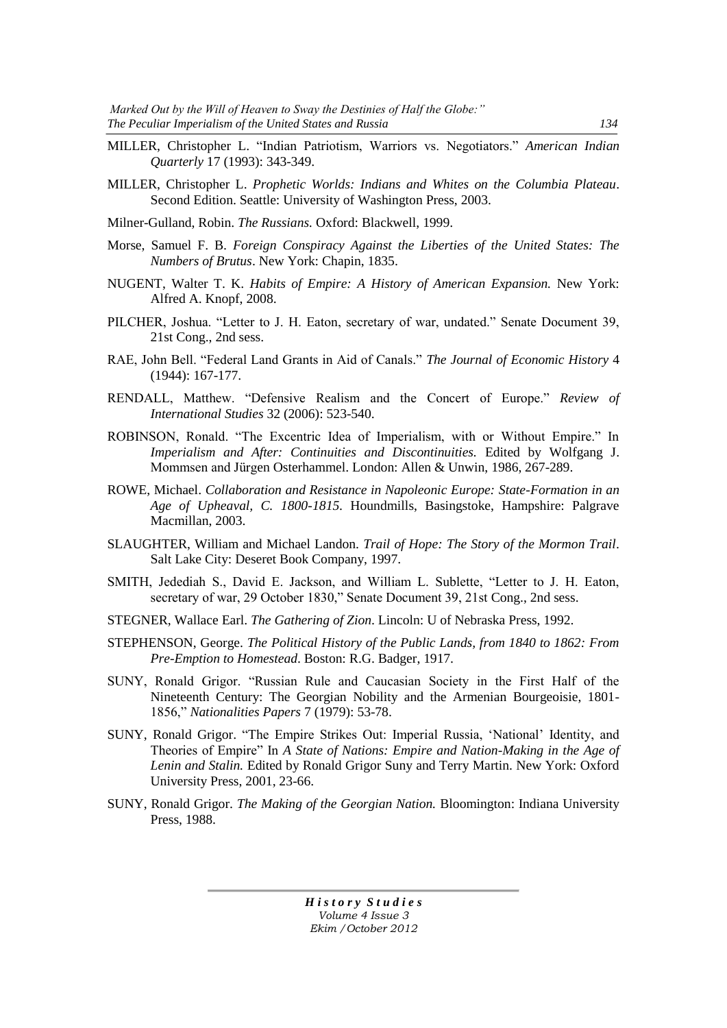MILLER, Christopher L. "Indian Patriotism, Warriors vs. Negotiators." *American Indian Quarterly* 17 (1993): 343-349.

MILLER, Christopher L. *Prophetic Worlds: Indians and Whites on the Columbia Plateau*. Second Edition. Seattle: University of Washington Press, 2003.

Milner-Gulland, Robin. *The Russians.* Oxford: Blackwell, 1999.

Morse, Samuel F. B. *Foreign Conspiracy Against the Liberties of the United States: The Numbers of Brutus*. New York: Chapin, 1835.

NUGENT, Walter T. K. *Habits of Empire: A History of American Expansion.* New York: Alfred A. Knopf, 2008.

PILCHER, Joshua. "Letter to J. H. Eaton, secretary of war, undated." Senate Document 39, 21st Cong., 2nd sess.

RAE, John Bell. "Federal Land Grants in Aid of Canals." *The Journal of Economic History* 4 (1944): 167-177.

RENDALL, Matthew. "Defensive Realism and the Concert of Europe." *Review of International Studies* 32 (2006): 523-540.

ROBINSON, Ronald. "The Excentric Idea of Imperialism, with or Without Empire." In *Imperialism and After: Continuities and Discontinuities.* Edited by Wolfgang J. Mommsen and Jürgen Osterhammel. London: Allen & Unwin, 1986, 267-289.

ROWE, Michael. *Collaboration and Resistance in Napoleonic Europe: State-Formation in an Age of Upheaval, C. 1800-1815*. Houndmills, Basingstoke, Hampshire: Palgrave Macmillan, 2003.

SLAUGHTER, William and Michael Landon. *Trail of Hope: The Story of the Mormon Trail*. Salt Lake City: Deseret Book Company, 1997.

SMITH, Jedediah S., David E. Jackson, and William L. Sublette, "Letter to J. H. Eaton, secretary of war, 29 October 1830," Senate Document 39, 21st Cong., 2nd sess.

STEGNER, Wallace Earl. *The Gathering of Zion*. Lincoln: U of Nebraska Press, 1992.

STEPHENSON, George. *The Political History of the Public Lands, from 1840 to 1862: From Pre-Emption to Homestead*. Boston: R.G. Badger, 1917.

SUNY, Ronald Grigor. "Russian Rule and Caucasian Society in the First Half of the Nineteenth Century: The Georgian Nobility and the Armenian Bourgeoisie, 1801-1856," *Nationalities Papers* 7 (1979): 53-78.

SUNY, Ronald Grigor. "The Empire Strikes Out: Imperial Russia, 'National' Identity, and Theories of Empire" In *A State of Nations: Empire and Nation-Making in the Age of Lenin and Stalin.* Edited by Ronald Grigor Suny and Terry Martin. New York: Oxford University Press, 2001, 23-66.

SUNY, Ronald Grigor. *The Making of the Georgian Nation.* Bloomington: Indiana University Press, 1988.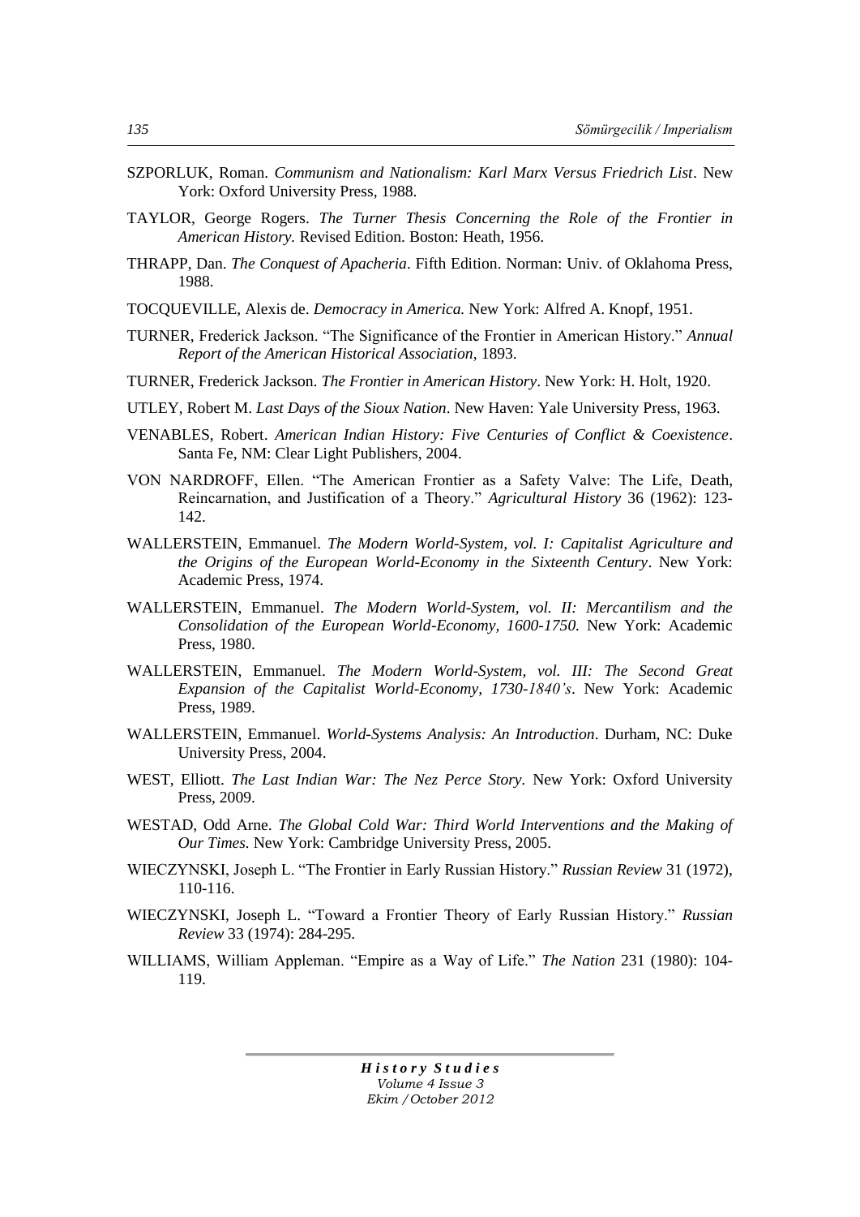SZPORLUK, Roman. *Communism and Nationalism: Karl Marx Versus Friedrich List*. New York: Oxford University Press, 1988.

TAYLOR, George Rogers. *The Turner Thesis Concerning the Role of the Frontier in American History.* Revised Edition. Boston: Heath, 1956.

THRAPP, Dan. *The Conquest of Apacheria*. Fifth Edition. Norman: Univ. of Oklahoma Press, 1988.

TOCQUEVILLE, Alexis de. *Democracy in America.* New York: Alfred A. Knopf, 1951.

TURNER, Frederick Jackson. "The Significance of the Frontier in American History." *Annual Report of the American Historical Association*, 1893.

TURNER, Frederick Jackson. *The Frontier in American History*. New York: H. Holt, 1920.

UTLEY, Robert M. *Last Days of the Sioux Nation*. New Haven: Yale University Press, 1963.

VENABLES, Robert. *American Indian History: Five Centuries of Conflict & Coexistence*. Santa Fe, NM: Clear Light Publishers, 2004.

VON NARDROFF, Ellen. "The American Frontier as a Safety Valve: The Life, Death, Reincarnation, and Justification of a Theory." *Agricultural History* 36 (1962): 123-142.

WALLERSTEIN, Emmanuel. *The Modern World-System, vol. I: Capitalist Agriculture and the Origins of the European World-Economy in the Sixteenth Century*. New York: Academic Press, 1974.

WALLERSTEIN, Emmanuel. *The Modern World-System, vol. II: Mercantilism and the Consolidation of the European World-Economy, 1600-1750.* New York: Academic Press, 1980.

WALLERSTEIN, Emmanuel. *The Modern World-System, vol. III: The Second Great Expansion of the Capitalist World-Economy, 1730-1840's*. New York: Academic Press, 1989.

WALLERSTEIN, Emmanuel. *World-Systems Analysis: An Introduction*. Durham, NC: Duke University Press, 2004.

WEST, Elliott. *The Last Indian War: The Nez Perce Story*. New York: Oxford University Press, 2009.

WESTAD, Odd Arne. *The Global Cold War: Third World Interventions and the Making of Our Times.* New York: Cambridge University Press, 2005.

WIECZYNSKI, Joseph L. "The Frontier in Early Russian History." *Russian Review* 31 (1972), 110-116.

WIECZYNSKI, Joseph L. "Toward a Frontier Theory of Early Russian History." *Russian Review* 33 (1974): 284-295.

WILLIAMS, William Appleman. "Empire as a Way of Life." *The Nation* 231 (1980): 104-119.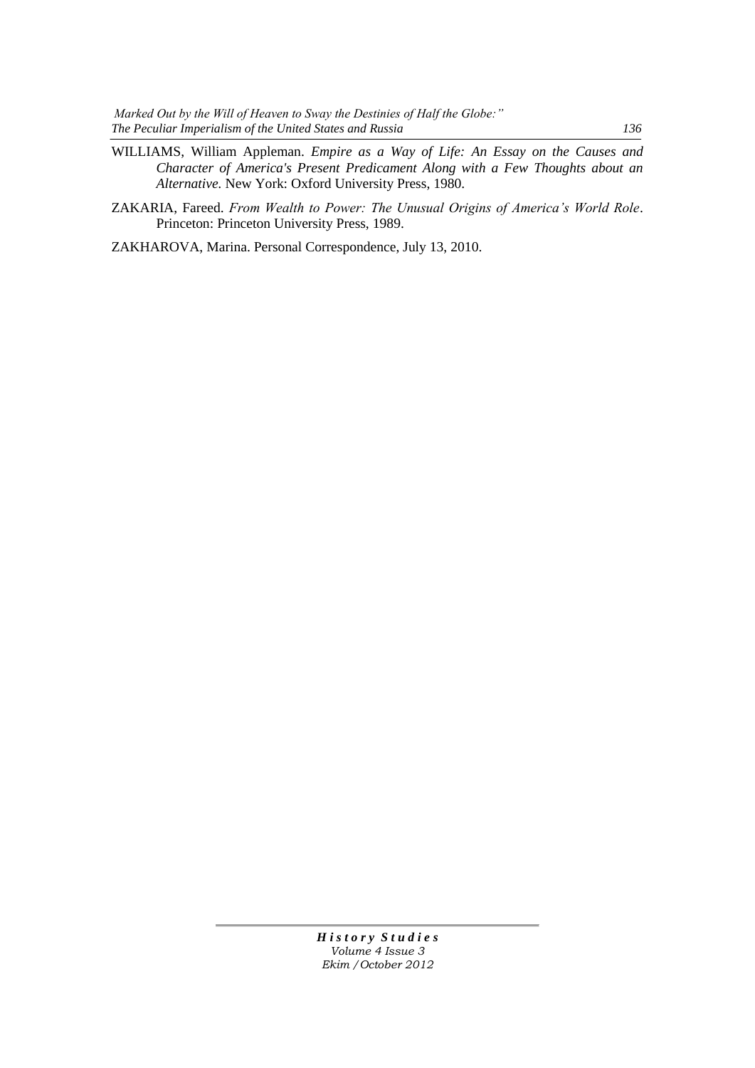WILLIAMS, William Appleman. *Empire as a Way of Life: An Essay on the Causes and Character of America's Present Predicament Along with a Few Thoughts about an Alternative*. New York: Oxford University Press, 1980.

ZAKARIA, Fareed. *From Wealth to Power: The Unusual Origins of America's World Role*. Princeton: Princeton University Press, 1989.

ZAKHAROVA, Marina. Personal Correspondence, July 13, 2010.